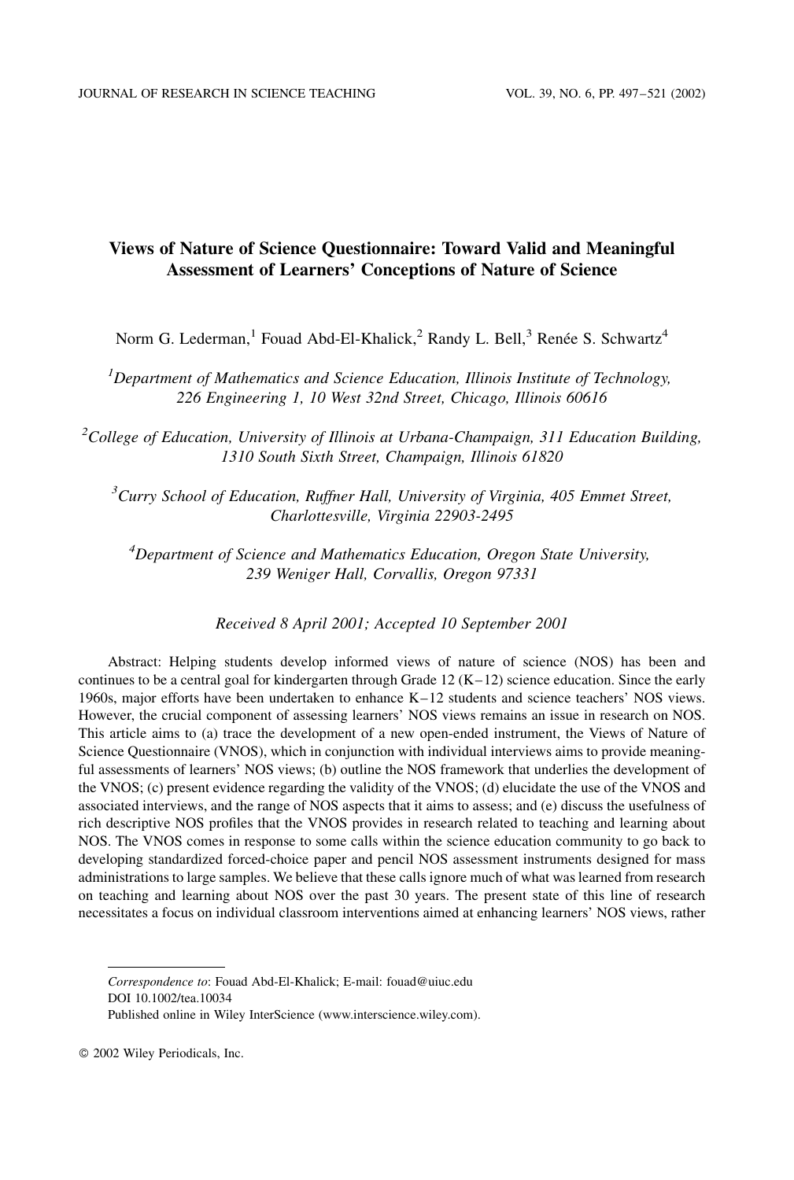# Views of Nature of Science Questionnaire: Toward Valid and Meaningful Assessment of Learners' Conceptions of Nature of Science

Norm G. Lederman,[1] Fouad Abd-El-Khalick,[2] Randy L. Bell,[3] Renée S. Schwartz[4]

[1]*Department of Mathematics and Science Education, Illinois Institute of Technology, 226 Engineering 1, 10 West 32nd Street, Chicago, Illinois 60616*

[2]*College of Education, University of Illinois at Urbana-Champaign, 311 Education Building, 1310 South Sixth Street, Champaign, Illinois 61820*

[3]*Curry School of Education, Ruffner Hall, University of Virginia, 405 Emmet Street, Charlottesville, Virginia 22903-2495*

[4]*Department of Science and Mathematics Education, Oregon State University, 239 Weniger Hall, Corvallis, Oregon 97331*

*Received 8 April 2001; Accepted 10 September 2001*

Abstract: Helping students develop informed views of nature of science (NOS) has been and continues to be a central goal for kindergarten through Grade 12 (K–12) science education. Since the early 1960s, major efforts have been undertaken to enhance K–12 students and science teachers' NOS views. However, the crucial component of assessing learners' NOS views remains an issue in research on NOS. This article aims to (a) trace the development of a new open-ended instrument, the Views of Nature of Science Questionnaire (VNOS), which in conjunction with individual interviews aims to provide meaningful assessments of learners' NOS views; (b) outline the NOS framework that underlies the development of the VNOS; (c) present evidence regarding the validity of the VNOS; (d) elucidate the use of the VNOS and associated interviews, and the range of NOS aspects that it aims to assess; and (e) discuss the usefulness of rich descriptive NOS profiles that the VNOS provides in research related to teaching and learning about NOS. The VNOS comes in response to some calls within the science education community to go back to developing standardized forced-choice paper and pencil NOS assessment instruments designed for mass administrations to large samples. We believe that these calls ignore much of what was learned from research on teaching and learning about NOS over the past 30 years. The present state of this line of research necessitates a focus on individual classroom interventions aimed at enhancing learners' NOS views, rather

*Correspondence to*: Fouad Abd-El-Khalick; E-mail: fouad@uiuc.edu
DOI 10.1002/tea.10034
Published online in Wiley InterScience (www.interscience.wiley.com).

© 2002 Wiley Periodicals, Inc.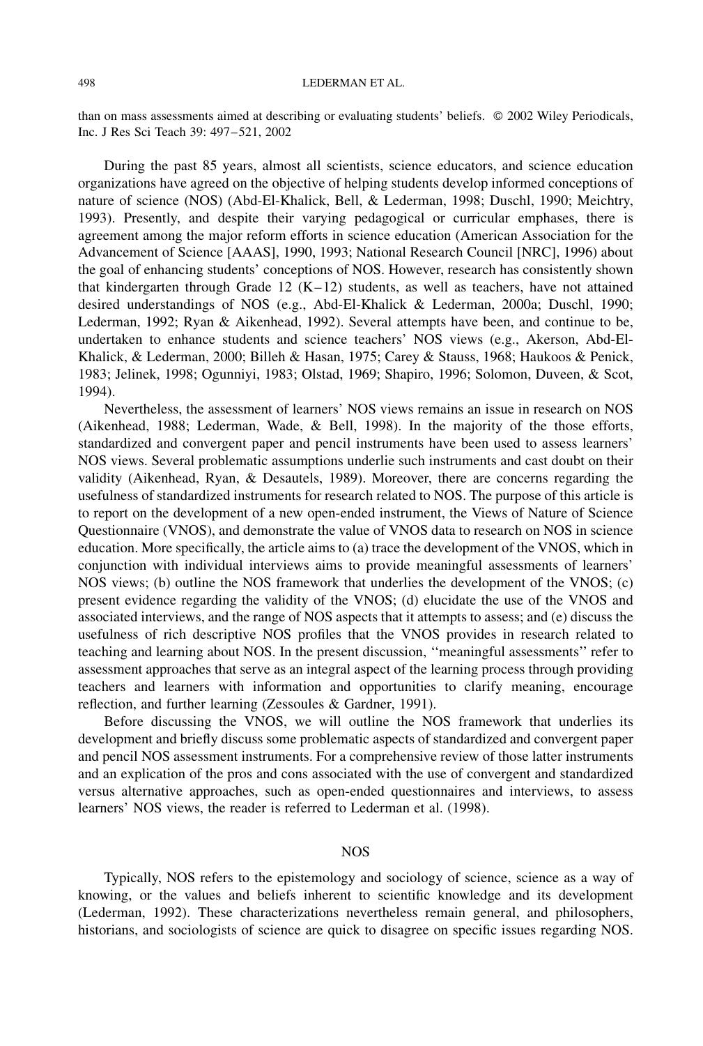than on mass assessments aimed at describing or evaluating students' beliefs. © 2002 Wiley Periodicals, Inc. J Res Sci Teach 39: 497–521, 2002

During the past 85 years, almost all scientists, science educators, and science education organizations have agreed on the objective of helping students develop informed conceptions of nature of science (NOS) (Abd-El-Khalick, Bell, & Lederman, 1998; Duschl, 1990; Meichtry, 1993). Presently, and despite their varying pedagogical or curricular emphases, there is agreement among the major reform efforts in science education (American Association for the Advancement of Science [AAAS], 1990, 1993; National Research Council [NRC], 1996) about the goal of enhancing students' conceptions of NOS. However, research has consistently shown that kindergarten through Grade 12 (K–12) students, as well as teachers, have not attained desired understandings of NOS (e.g., Abd-El-Khalick & Lederman, 2000a; Duschl, 1990; Lederman, 1992; Ryan & Aikenhead, 1992). Several attempts have been, and continue to be, undertaken to enhance students and science teachers' NOS views (e.g., Akerson, Abd-El-Khalick, & Lederman, 2000; Billeh & Hasan, 1975; Carey & Stauss, 1968; Haukoos & Penick, 1983; Jelinek, 1998; Ogunniyi, 1983; Olstad, 1969; Shapiro, 1996; Solomon, Duveen, & Scot, 1994).

Nevertheless, the assessment of learners' NOS views remains an issue in research on NOS (Aikenhead, 1988; Lederman, Wade, & Bell, 1998). In the majority of the those efforts, standardized and convergent paper and pencil instruments have been used to assess learners' NOS views. Several problematic assumptions underlie such instruments and cast doubt on their validity (Aikenhead, Ryan, & Desautels, 1989). Moreover, there are concerns regarding the usefulness of standardized instruments for research related to NOS. The purpose of this article is to report on the development of a new open-ended instrument, the Views of Nature of Science Questionnaire (VNOS), and demonstrate the value of VNOS data to research on NOS in science education. More specifically, the article aims to (a) trace the development of the VNOS, which in conjunction with individual interviews aims to provide meaningful assessments of learners' NOS views; (b) outline the NOS framework that underlies the development of the VNOS; (c) present evidence regarding the validity of the VNOS; (d) elucidate the use of the VNOS and associated interviews, and the range of NOS aspects that it attempts to assess; and (e) discuss the usefulness of rich descriptive NOS profiles that the VNOS provides in research related to teaching and learning about NOS. In the present discussion, ''meaningful assessments'' refer to assessment approaches that serve as an integral aspect of the learning process through providing teachers and learners with information and opportunities to clarify meaning, encourage reflection, and further learning (Zessoules & Gardner, 1991).

Before discussing the VNOS, we will outline the NOS framework that underlies its development and briefly discuss some problematic aspects of standardized and convergent paper and pencil NOS assessment instruments. For a comprehensive review of those latter instruments and an explication of the pros and cons associated with the use of convergent and standardized versus alternative approaches, such as open-ended questionnaires and interviews, to assess learners' NOS views, the reader is referred to Lederman et al. (1998).

## NOS

Typically, NOS refers to the epistemology and sociology of science, science as a way of knowing, or the values and beliefs inherent to scientific knowledge and its development (Lederman, 1992). These characterizations nevertheless remain general, and philosophers, historians, and sociologists of science are quick to disagree on specific issues regarding NOS.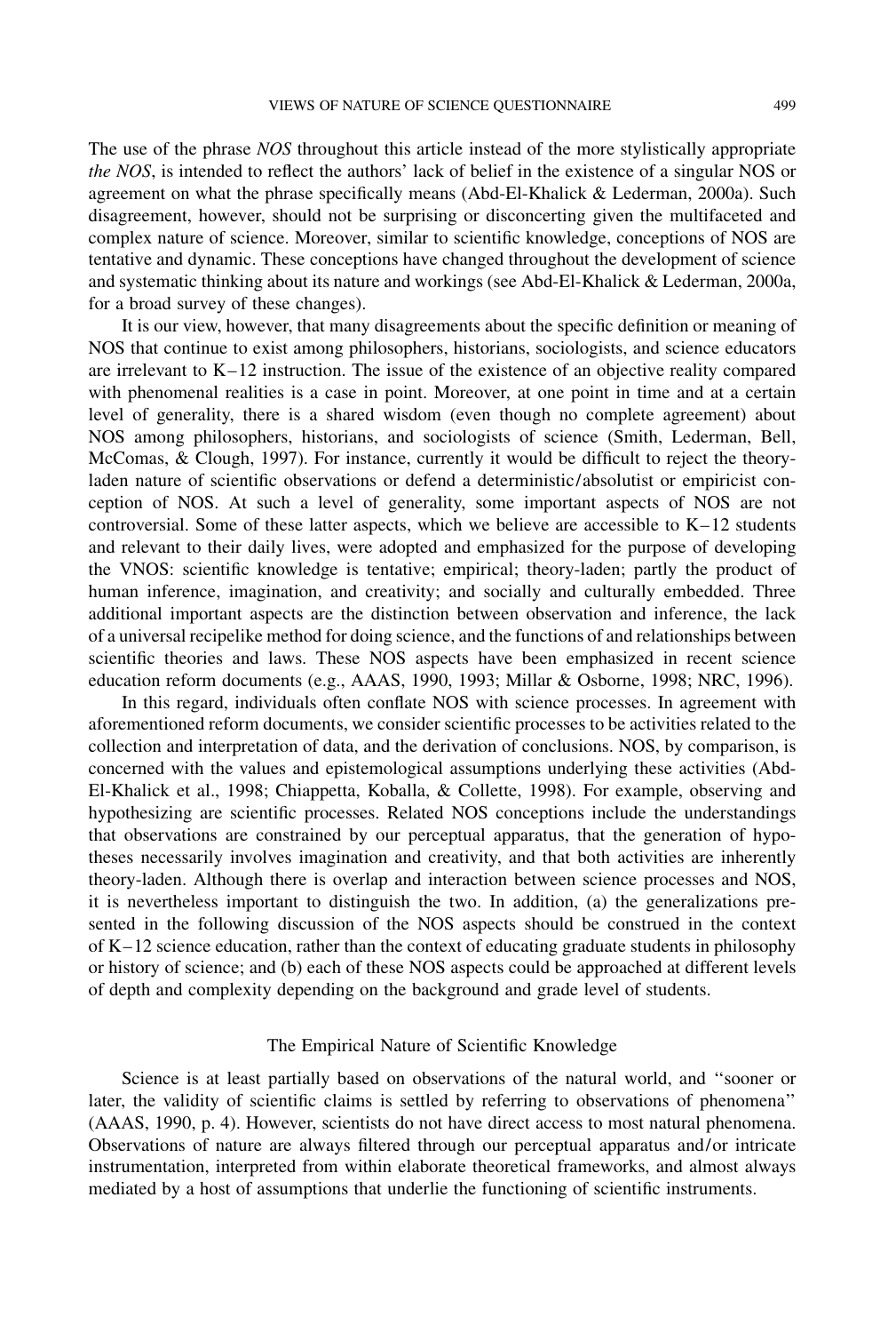The use of the phrase *NOS* throughout this article instead of the more stylistically appropriate *the NOS*, is intended to reflect the authors' lack of belief in the existence of a singular NOS or agreement on what the phrase specifically means (Abd-El-Khalick & Lederman, 2000a). Such disagreement, however, should not be surprising or disconcerting given the multifaceted and complex nature of science. Moreover, similar to scientific knowledge, conceptions of NOS are tentative and dynamic. These conceptions have changed throughout the development of science and systematic thinking about its nature and workings (see Abd-El-Khalick & Lederman, 2000a, for a broad survey of these changes).

It is our view, however, that many disagreements about the specific definition or meaning of NOS that continue to exist among philosophers, historians, sociologists, and science educators are irrelevant to K–12 instruction. The issue of the existence of an objective reality compared with phenomenal realities is a case in point. Moreover, at one point in time and at a certain level of generality, there is a shared wisdom (even though no complete agreement) about NOS among philosophers, historians, and sociologists of science (Smith, Lederman, Bell, McComas, & Clough, 1997). For instance, currently it would be difficult to reject the theory-laden nature of scientific observations or defend a deterministic/absolutist or empiricist conception of NOS. At such a level of generality, some important aspects of NOS are not controversial. Some of these latter aspects, which we believe are accessible to K–12 students and relevant to their daily lives, were adopted and emphasized for the purpose of developing the VNOS: scientific knowledge is tentative; empirical; theory-laden; partly the product of human inference, imagination, and creativity; and socially and culturally embedded. Three additional important aspects are the distinction between observation and inference, the lack of a universal recipelike method for doing science, and the functions of and relationships between scientific theories and laws. These NOS aspects have been emphasized in recent science education reform documents (e.g., AAAS, 1990, 1993; Millar & Osborne, 1998; NRC, 1996).

In this regard, individuals often conflate NOS with science processes. In agreement with aforementioned reform documents, we consider scientific processes to be activities related to the collection and interpretation of data, and the derivation of conclusions. NOS, by comparison, is concerned with the values and epistemological assumptions underlying these activities (Abd-El-Khalick et al., 1998; Chiappetta, Koballa, & Collette, 1998). For example, observing and hypothesizing are scientific processes. Related NOS conceptions include the understandings that observations are constrained by our perceptual apparatus, that the generation of hypotheses necessarily involves imagination and creativity, and that both activities are inherently theory-laden. Although there is overlap and interaction between science processes and NOS, it is nevertheless important to distinguish the two. In addition, (a) the generalizations presented in the following discussion of the NOS aspects should be construed in the context of K–12 science education, rather than the context of educating graduate students in philosophy or history of science; and (b) each of these NOS aspects could be approached at different levels of depth and complexity depending on the background and grade level of students.

### The Empirical Nature of Scientific Knowledge

Science is at least partially based on observations of the natural world, and "sooner or later, the validity of scientific claims is settled by referring to observations of phenomena" (AAAS, 1990, p. 4). However, scientists do not have direct access to most natural phenomena. Observations of nature are always filtered through our perceptual apparatus and/or intricate instrumentation, interpreted from within elaborate theoretical frameworks, and almost always mediated by a host of assumptions that underlie the functioning of scientific instruments.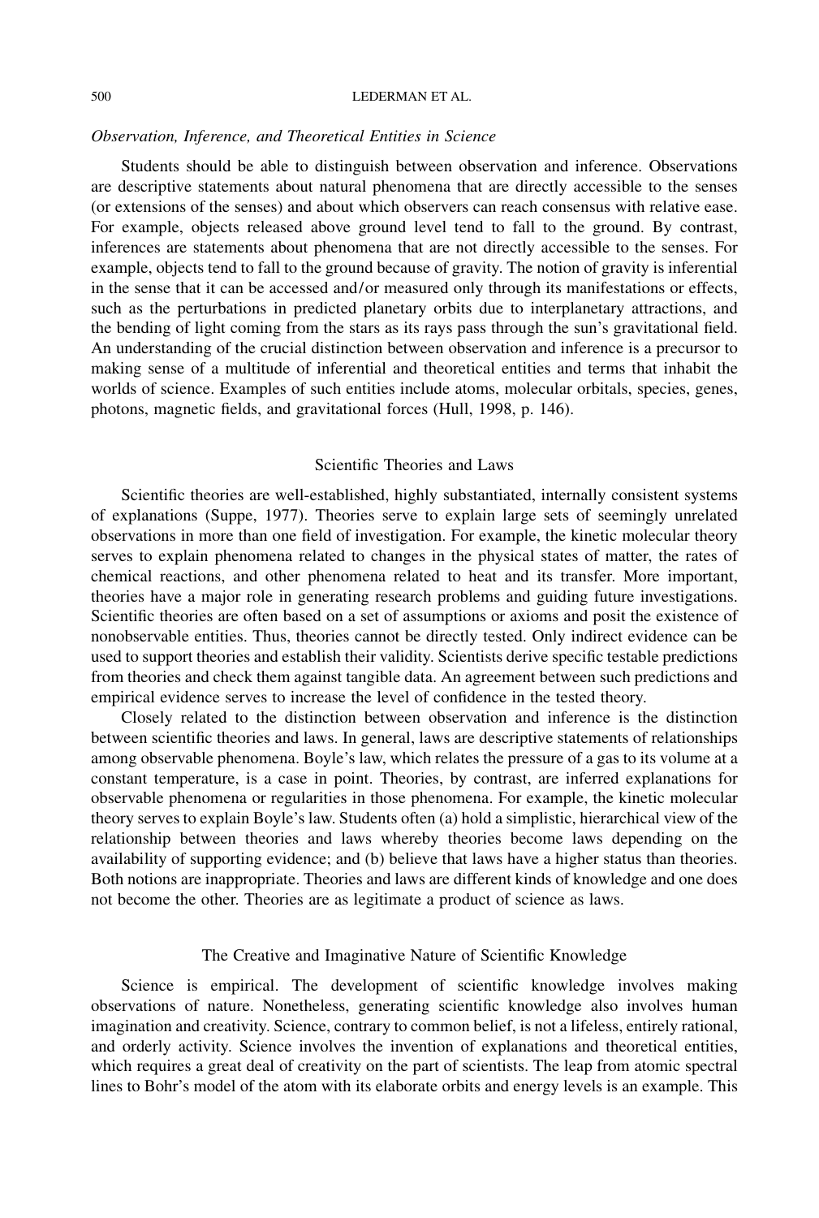*Observation, Inference, and Theoretical Entities in Science*

Students should be able to distinguish between observation and inference. Observations are descriptive statements about natural phenomena that are directly accessible to the senses (or extensions of the senses) and about which observers can reach consensus with relative ease. For example, objects released above ground level tend to fall to the ground. By contrast, inferences are statements about phenomena that are not directly accessible to the senses. For example, objects tend to fall to the ground because of gravity. The notion of gravity is inferential in the sense that it can be accessed and/or measured only through its manifestations or effects, such as the perturbations in predicted planetary orbits due to interplanetary attractions, and the bending of light coming from the stars as its rays pass through the sun's gravitational field. An understanding of the crucial distinction between observation and inference is a precursor to making sense of a multitude of inferential and theoretical entities and terms that inhabit the worlds of science. Examples of such entities include atoms, molecular orbitals, species, genes, photons, magnetic fields, and gravitational forces (Hull, 1998, p. 146).

## Scientific Theories and Laws

Scientific theories are well-established, highly substantiated, internally consistent systems of explanations (Suppe, 1977). Theories serve to explain large sets of seemingly unrelated observations in more than one field of investigation. For example, the kinetic molecular theory serves to explain phenomena related to changes in the physical states of matter, the rates of chemical reactions, and other phenomena related to heat and its transfer. More important, theories have a major role in generating research problems and guiding future investigations. Scientific theories are often based on a set of assumptions or axioms and posit the existence of nonobservable entities. Thus, theories cannot be directly tested. Only indirect evidence can be used to support theories and establish their validity. Scientists derive specific testable predictions from theories and check them against tangible data. An agreement between such predictions and empirical evidence serves to increase the level of confidence in the tested theory.

Closely related to the distinction between observation and inference is the distinction between scientific theories and laws. In general, laws are descriptive statements of relationships among observable phenomena. Boyle's law, which relates the pressure of a gas to its volume at a constant temperature, is a case in point. Theories, by contrast, are inferred explanations for observable phenomena or regularities in those phenomena. For example, the kinetic molecular theory serves to explain Boyle's law. Students often (a) hold a simplistic, hierarchical view of the relationship between theories and laws whereby theories become laws depending on the availability of supporting evidence; and (b) believe that laws have a higher status than theories. Both notions are inappropriate. Theories and laws are different kinds of knowledge and one does not become the other. Theories are as legitimate a product of science as laws.

## The Creative and Imaginative Nature of Scientific Knowledge

Science is empirical. The development of scientific knowledge involves making observations of nature. Nonetheless, generating scientific knowledge also involves human imagination and creativity. Science, contrary to common belief, is not a lifeless, entirely rational, and orderly activity. Science involves the invention of explanations and theoretical entities, which requires a great deal of creativity on the part of scientists. The leap from atomic spectral lines to Bohr's model of the atom with its elaborate orbits and energy levels is an example. This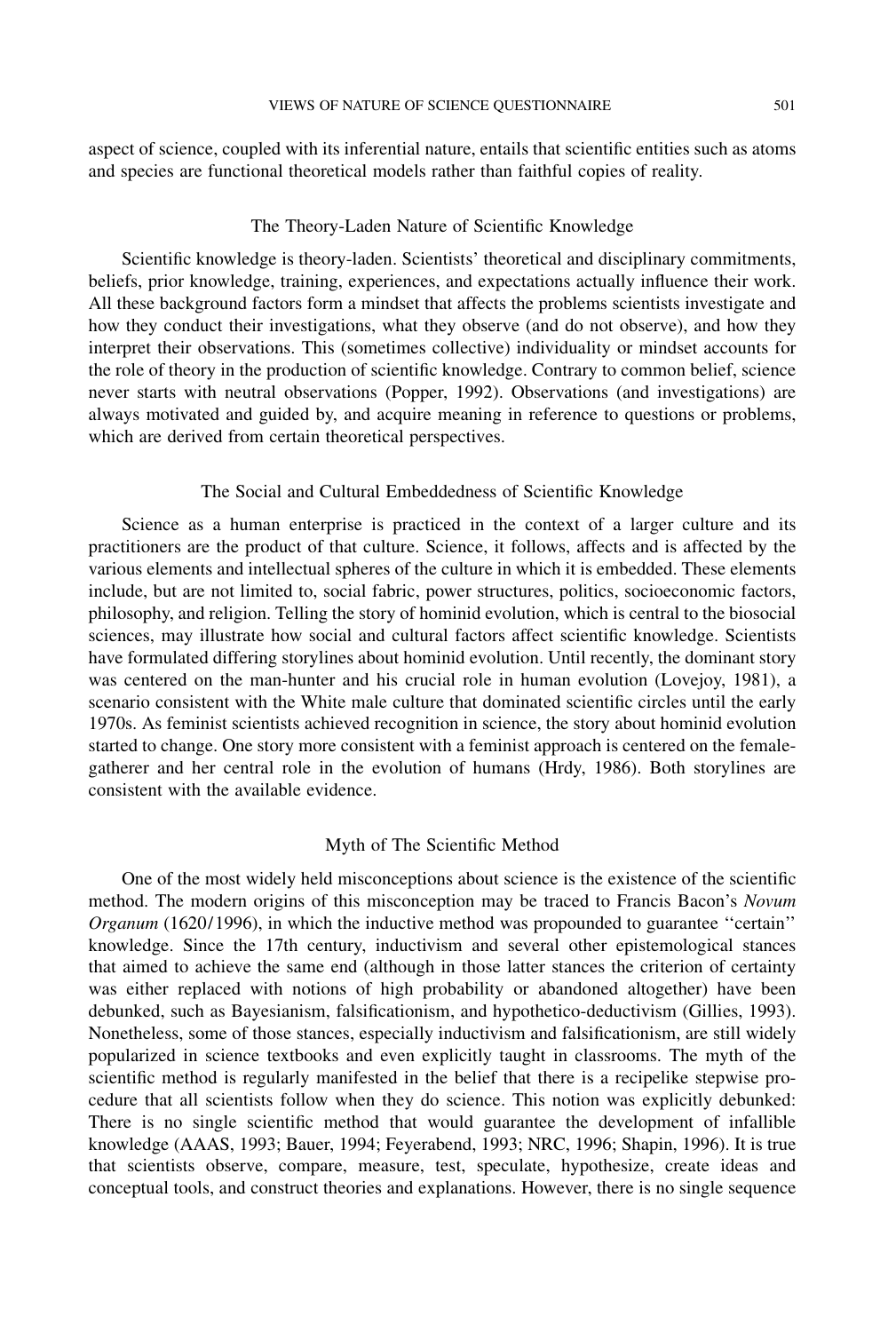aspect of science, coupled with its inferential nature, entails that scientific entities such as atoms and species are functional theoretical models rather than faithful copies of reality.

## The Theory-Laden Nature of Scientific Knowledge

Scientific knowledge is theory-laden. Scientists' theoretical and disciplinary commitments, beliefs, prior knowledge, training, experiences, and expectations actually influence their work. All these background factors form a mindset that affects the problems scientists investigate and how they conduct their investigations, what they observe (and do not observe), and how they interpret their observations. This (sometimes collective) individuality or mindset accounts for the role of theory in the production of scientific knowledge. Contrary to common belief, science never starts with neutral observations (Popper, 1992). Observations (and investigations) are always motivated and guided by, and acquire meaning in reference to questions or problems, which are derived from certain theoretical perspectives.

## The Social and Cultural Embeddedness of Scientific Knowledge

Science as a human enterprise is practiced in the context of a larger culture and its practitioners are the product of that culture. Science, it follows, affects and is affected by the various elements and intellectual spheres of the culture in which it is embedded. These elements include, but are not limited to, social fabric, power structures, politics, socioeconomic factors, philosophy, and religion. Telling the story of hominid evolution, which is central to the biosocial sciences, may illustrate how social and cultural factors affect scientific knowledge. Scientists have formulated differing storylines about hominid evolution. Until recently, the dominant story was centered on the man-hunter and his crucial role in human evolution (Lovejoy, 1981), a scenario consistent with the White male culture that dominated scientific circles until the early 1970s. As feminist scientists achieved recognition in science, the story about hominid evolution started to change. One story more consistent with a feminist approach is centered on the female-gatherer and her central role in the evolution of humans (Hrdy, 1986). Both storylines are consistent with the available evidence.

## Myth of The Scientific Method

One of the most widely held misconceptions about science is the existence of the scientific method. The modern origins of this misconception may be traced to Francis Bacon's *Novum Organum* (1620/1996), in which the inductive method was propounded to guarantee ''certain'' knowledge. Since the 17th century, inductivism and several other epistemological stances that aimed to achieve the same end (although in those latter stances the criterion of certainty was either replaced with notions of high probability or abandoned altogether) have been debunked, such as Bayesianism, falsificationism, and hypothetico-deductivism (Gillies, 1993). Nonetheless, some of those stances, especially inductivism and falsificationism, are still widely popularized in science textbooks and even explicitly taught in classrooms. The myth of the scientific method is regularly manifested in the belief that there is a recipelike stepwise procedure that all scientists follow when they do science. This notion was explicitly debunked: There is no single scientific method that would guarantee the development of infallible knowledge (AAAS, 1993; Bauer, 1994; Feyerabend, 1993; NRC, 1996; Shapin, 1996). It is true that scientists observe, compare, measure, test, speculate, hypothesize, create ideas and conceptual tools, and construct theories and explanations. However, there is no single sequence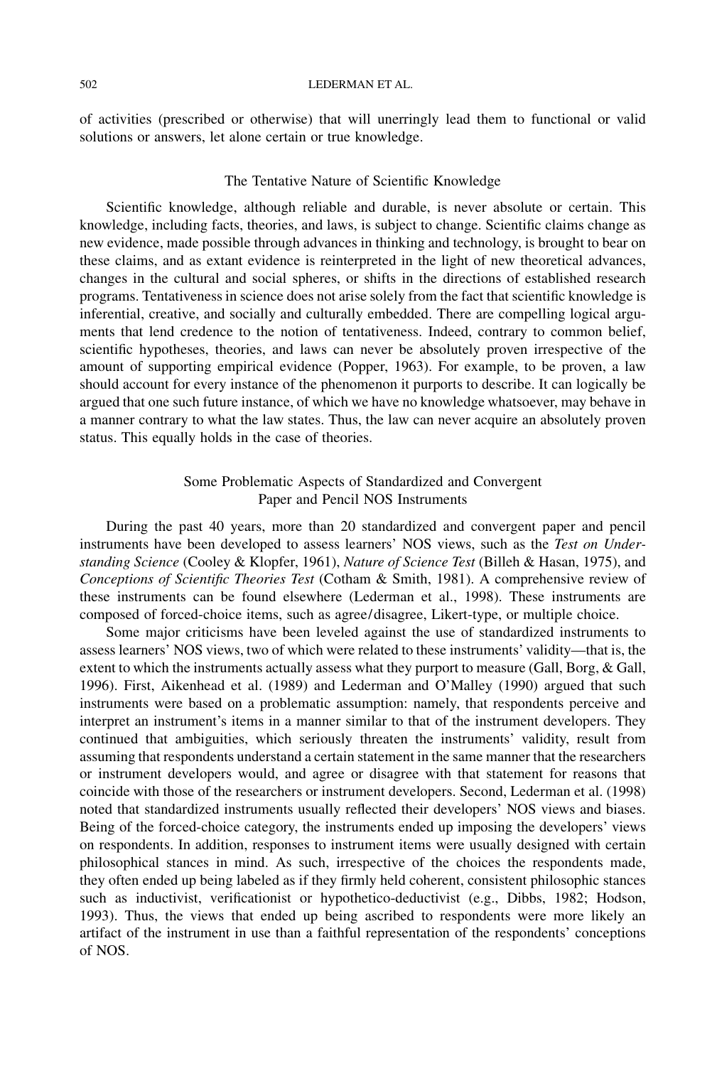of activities (prescribed or otherwise) that will unerringly lead them to functional or valid solutions or answers, let alone certain or true knowledge.

### The Tentative Nature of Scientific Knowledge

Scientific knowledge, although reliable and durable, is never absolute or certain. This knowledge, including facts, theories, and laws, is subject to change. Scientific claims change as new evidence, made possible through advances in thinking and technology, is brought to bear on these claims, and as extant evidence is reinterpreted in the light of new theoretical advances, changes in the cultural and social spheres, or shifts in the directions of established research programs. Tentativeness in science does not arise solely from the fact that scientific knowledge is inferential, creative, and socially and culturally embedded. There are compelling logical arguments that lend credence to the notion of tentativeness. Indeed, contrary to common belief, scientific hypotheses, theories, and laws can never be absolutely proven irrespective of the amount of supporting empirical evidence (Popper, 1963). For example, to be proven, a law should account for every instance of the phenomenon it purports to describe. It can logically be argued that one such future instance, of which we have no knowledge whatsoever, may behave in a manner contrary to what the law states. Thus, the law can never acquire an absolutely proven status. This equally holds in the case of theories.

## Some Problematic Aspects of Standardized and Convergent Paper and Pencil NOS Instruments

During the past 40 years, more than 20 standardized and convergent paper and pencil instruments have been developed to assess learners' NOS views, such as the *Test on Understanding Science* (Cooley & Klopfer, 1961), *Nature of Science Test* (Billeh & Hasan, 1975), and *Conceptions of Scientific Theories Test* (Cotham & Smith, 1981). A comprehensive review of these instruments can be found elsewhere (Lederman et al., 1998). These instruments are composed of forced-choice items, such as agree/disagree, Likert-type, or multiple choice.

Some major criticisms have been leveled against the use of standardized instruments to assess learners' NOS views, two of which were related to these instruments' validity—that is, the extent to which the instruments actually assess what they purport to measure (Gall, Borg, & Gall, 1996). First, Aikenhead et al. (1989) and Lederman and O'Malley (1990) argued that such instruments were based on a problematic assumption: namely, that respondents perceive and interpret an instrument's items in a manner similar to that of the instrument developers. They continued that ambiguities, which seriously threaten the instruments' validity, result from assuming that respondents understand a certain statement in the same manner that the researchers or instrument developers would, and agree or disagree with that statement for reasons that coincide with those of the researchers or instrument developers. Second, Lederman et al. (1998) noted that standardized instruments usually reflected their developers' NOS views and biases. Being of the forced-choice category, the instruments ended up imposing the developers' views on respondents. In addition, responses to instrument items were usually designed with certain philosophical stances in mind. As such, irrespective of the choices the respondents made, they often ended up being labeled as if they firmly held coherent, consistent philosophic stances such as inductivist, verificationist or hypothetico-deductivist (e.g., Dibbs, 1982; Hodson, 1993). Thus, the views that ended up being ascribed to respondents were more likely an artifact of the instrument in use than a faithful representation of the respondents' conceptions of NOS.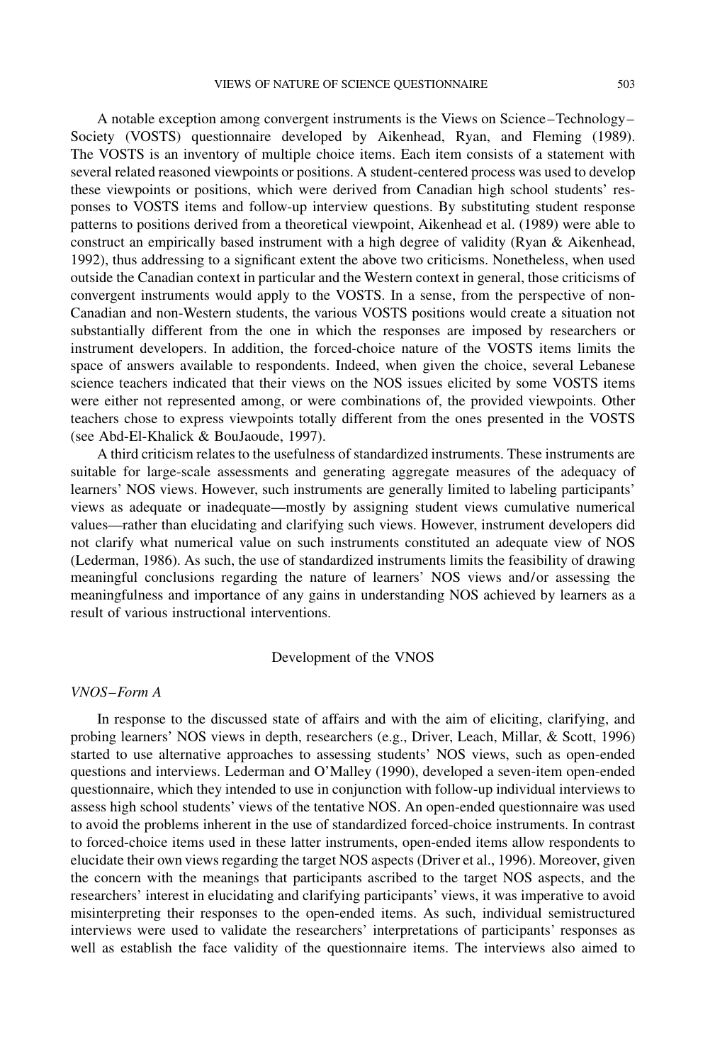A notable exception among convergent instruments is the Views on Science–Technology–Society (VOSTS) questionnaire developed by Aikenhead, Ryan, and Fleming (1989). The VOSTS is an inventory of multiple choice items. Each item consists of a statement with several related reasoned viewpoints or positions. A student-centered process was used to develop these viewpoints or positions, which were derived from Canadian high school students' responses to VOSTS items and follow-up interview questions. By substituting student response patterns to positions derived from a theoretical viewpoint, Aikenhead et al. (1989) were able to construct an empirically based instrument with a high degree of validity (Ryan & Aikenhead, 1992), thus addressing to a significant extent the above two criticisms. Nonetheless, when used outside the Canadian context in particular and the Western context in general, those criticisms of convergent instruments would apply to the VOSTS. In a sense, from the perspective of non-Canadian and non-Western students, the various VOSTS positions would create a situation not substantially different from the one in which the responses are imposed by researchers or instrument developers. In addition, the forced-choice nature of the VOSTS items limits the space of answers available to respondents. Indeed, when given the choice, several Lebanese science teachers indicated that their views on the NOS issues elicited by some VOSTS items were either not represented among, or were combinations of, the provided viewpoints. Other teachers chose to express viewpoints totally different from the ones presented in the VOSTS (see Abd-El-Khalick & BouJaoude, 1997).

A third criticism relates to the usefulness of standardized instruments. These instruments are suitable for large-scale assessments and generating aggregate measures of the adequacy of learners' NOS views. However, such instruments are generally limited to labeling participants' views as adequate or inadequate—mostly by assigning student views cumulative numerical values—rather than elucidating and clarifying such views. However, instrument developers did not clarify what numerical value on such instruments constituted an adequate view of NOS (Lederman, 1986). As such, the use of standardized instruments limits the feasibility of drawing meaningful conclusions regarding the nature of learners' NOS views and/or assessing the meaningfulness and importance of any gains in understanding NOS achieved by learners as a result of various instructional interventions.

## Development of the VNOS

### *VNOS–Form A*

In response to the discussed state of affairs and with the aim of eliciting, clarifying, and probing learners' NOS views in depth, researchers (e.g., Driver, Leach, Millar, & Scott, 1996) started to use alternative approaches to assessing students' NOS views, such as open-ended questions and interviews. Lederman and O'Malley (1990), developed a seven-item open-ended questionnaire, which they intended to use in conjunction with follow-up individual interviews to assess high school students' views of the tentative NOS. An open-ended questionnaire was used to avoid the problems inherent in the use of standardized forced-choice instruments. In contrast to forced-choice items used in these latter instruments, open-ended items allow respondents to elucidate their own views regarding the target NOS aspects (Driver et al., 1996). Moreover, given the concern with the meanings that participants ascribed to the target NOS aspects, and the researchers' interest in elucidating and clarifying participants' views, it was imperative to avoid misinterpreting their responses to the open-ended items. As such, individual semistructured interviews were used to validate the researchers' interpretations of participants' responses as well as establish the face validity of the questionnaire items. The interviews also aimed to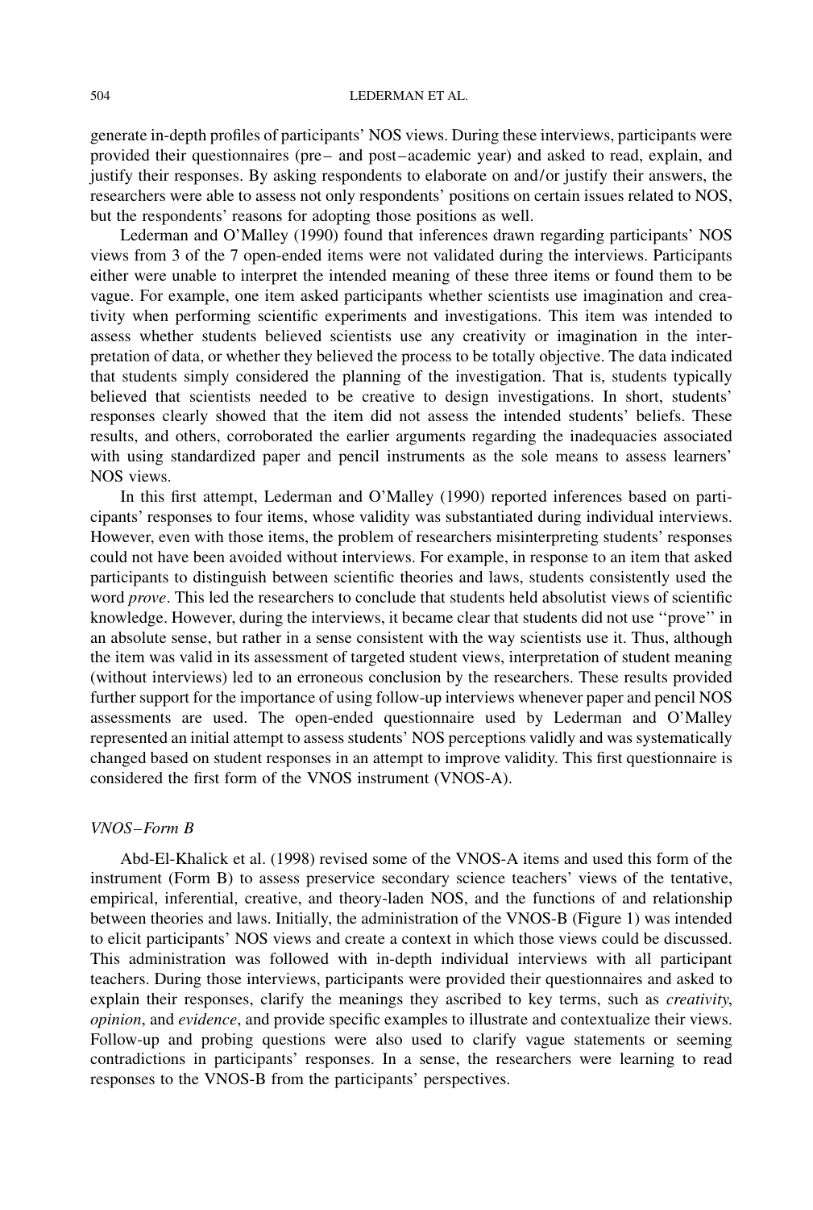generate in-depth profiles of participants' NOS views. During these interviews, participants were provided their questionnaires (pre– and post–academic year) and asked to read, explain, and justify their responses. By asking respondents to elaborate on and/or justify their answers, the researchers were able to assess not only respondents' positions on certain issues related to NOS, but the respondents' reasons for adopting those positions as well.

Lederman and O'Malley (1990) found that inferences drawn regarding participants' NOS views from 3 of the 7 open-ended items were not validated during the interviews. Participants either were unable to interpret the intended meaning of these three items or found them to be vague. For example, one item asked participants whether scientists use imagination and creativity when performing scientific experiments and investigations. This item was intended to assess whether students believed scientists use any creativity or imagination in the interpretation of data, or whether they believed the process to be totally objective. The data indicated that students simply considered the planning of the investigation. That is, students typically believed that scientists needed to be creative to design investigations. In short, students' responses clearly showed that the item did not assess the intended students' beliefs. These results, and others, corroborated the earlier arguments regarding the inadequacies associated with using standardized paper and pencil instruments as the sole means to assess learners' NOS views.

In this first attempt, Lederman and O'Malley (1990) reported inferences based on participants' responses to four items, whose validity was substantiated during individual interviews. However, even with those items, the problem of researchers misinterpreting students' responses could not have been avoided without interviews. For example, in response to an item that asked participants to distinguish between scientific theories and laws, students consistently used the word *prove*. This led the researchers to conclude that students held absolutist views of scientific knowledge. However, during the interviews, it became clear that students did not use ''prove'' in an absolute sense, but rather in a sense consistent with the way scientists use it. Thus, although the item was valid in its assessment of targeted student views, interpretation of student meaning (without interviews) led to an erroneous conclusion by the researchers. These results provided further support for the importance of using follow-up interviews whenever paper and pencil NOS assessments are used. The open-ended questionnaire used by Lederman and O'Malley represented an initial attempt to assess students' NOS perceptions validly and was systematically changed based on student responses in an attempt to improve validity. This first questionnaire is considered the first form of the VNOS instrument (VNOS-A).

### *VNOS–Form B*

Abd-El-Khalick et al. (1998) revised some of the VNOS-A items and used this form of the instrument (Form B) to assess preservice secondary science teachers' views of the tentative, empirical, inferential, creative, and theory-laden NOS, and the functions of and relationship between theories and laws. Initially, the administration of the VNOS-B (Figure 1) was intended to elicit participants' NOS views and create a context in which those views could be discussed. This administration was followed with in-depth individual interviews with all participant teachers. During those interviews, participants were provided their questionnaires and asked to explain their responses, clarify the meanings they ascribed to key terms, such as *creativity*, *opinion*, and *evidence*, and provide specific examples to illustrate and contextualize their views. Follow-up and probing questions were also used to clarify vague statements or seeming contradictions in participants' responses. In a sense, the researchers were learning to read responses to the VNOS-B from the participants' perspectives.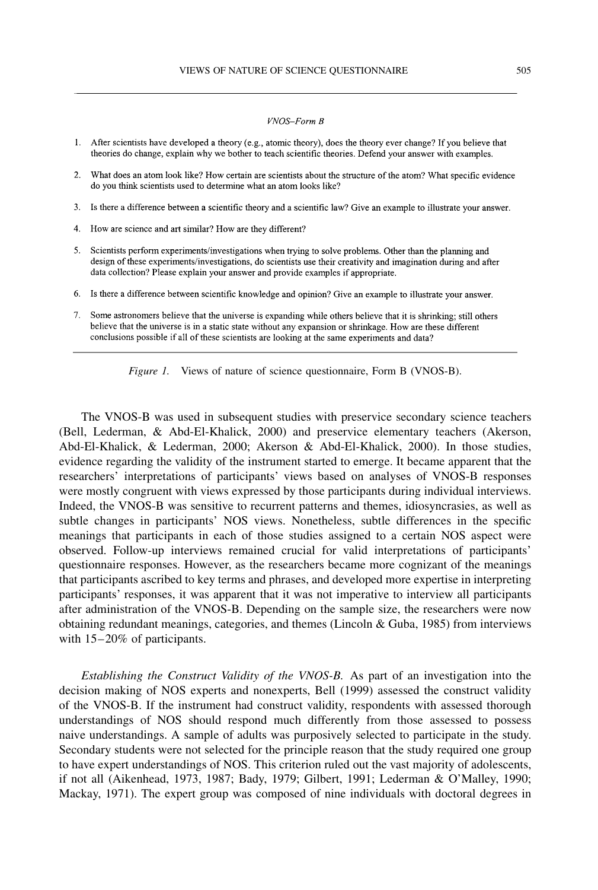*VNOS–Form B*

1. After scientists have developed a theory (e.g., atomic theory), does the theory ever change? If you believe that theories do change, explain why we bother to teach scientific theories. Defend your answer with examples.
2. What does an atom look like? How certain are scientists about the structure of the atom? What specific evidence do you think scientists used to determine what an atom looks like?
3. Is there a difference between a scientific theory and a scientific law? Give an example to illustrate your answer.
4. How are science and art similar? How are they different?
5. Scientists perform experiments/investigations when trying to solve problems. Other than the planning and design of these experiments/investigations, do scientists use their creativity and imagination during and after data collection? Please explain your answer and provide examples if appropriate.
6. Is there a difference between scientific knowledge and opinion? Give an example to illustrate your answer.
7. Some astronomers believe that the universe is expanding while others believe that it is shrinking; still others believe that the universe is in a static state without any expansion or shrinkage. How are these different conclusions possible if all of these scientists are looking at the same experiments and data?

*Figure 1.* Views of nature of science questionnaire, Form B (VNOS-B).

The VNOS-B was used in subsequent studies with preservice secondary science teachers (Bell, Lederman, & Abd-El-Khalick, 2000) and preservice elementary teachers (Akerson, Abd-El-Khalick, & Lederman, 2000; Akerson & Abd-El-Khalick, 2000). In those studies, evidence regarding the validity of the instrument started to emerge. It became apparent that the researchers' interpretations of participants' views based on analyses of VNOS-B responses were mostly congruent with views expressed by those participants during individual interviews. Indeed, the VNOS-B was sensitive to recurrent patterns and themes, idiosyncrasies, as well as subtle changes in participants' NOS views. Nonetheless, subtle differences in the specific meanings that participants in each of those studies assigned to a certain NOS aspect were observed. Follow-up interviews remained crucial for valid interpretations of participants' questionnaire responses. However, as the researchers became more cognizant of the meanings that participants ascribed to key terms and phrases, and developed more expertise in interpreting participants' responses, it was apparent that it was not imperative to interview all participants after administration of the VNOS-B. Depending on the sample size, the researchers were now obtaining redundant meanings, categories, and themes (Lincoln & Guba, 1985) from interviews with 15–20% of participants.

*Establishing the Construct Validity of the VNOS-B.* As part of an investigation into the decision making of NOS experts and nonexperts, Bell (1999) assessed the construct validity of the VNOS-B. If the instrument had construct validity, respondents with assessed thorough understandings of NOS should respond much differently from those assessed to possess naive understandings. A sample of adults was purposively selected to participate in the study. Secondary students were not selected for the principle reason that the study required one group to have expert understandings of NOS. This criterion ruled out the vast majority of adolescents, if not all (Aikenhead, 1973, 1987; Bady, 1979; Gilbert, 1991; Lederman & O'Malley, 1990; Mackay, 1971). The expert group was composed of nine individuals with doctoral degrees in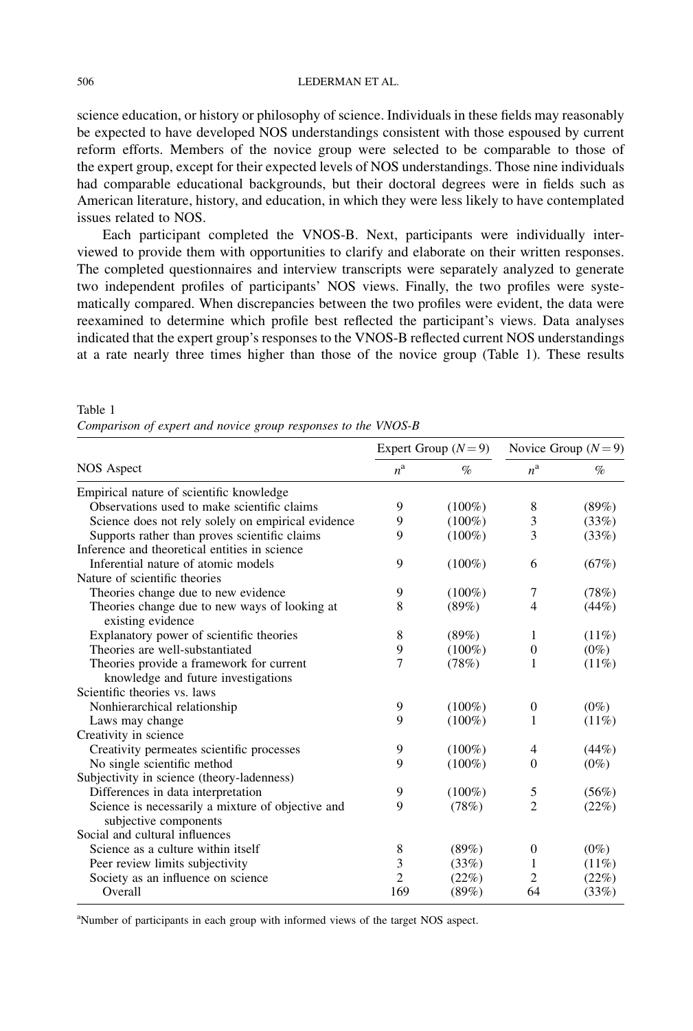science education, or history or philosophy of science. Individuals in these fields may reasonably be expected to have developed NOS understandings consistent with those espoused by current reform efforts. Members of the novice group were selected to be comparable to those of the expert group, except for their expected levels of NOS understandings. Those nine individuals had comparable educational backgrounds, but their doctoral degrees were in fields such as American literature, history, and education, in which they were less likely to have contemplated issues related to NOS.

Each participant completed the VNOS-B. Next, participants were individually interviewed to provide them with opportunities to clarify and elaborate on their written responses. The completed questionnaires and interview transcripts were separately analyzed to generate two independent profiles of participants' NOS views. Finally, the two profiles were systematically compared. When discrepancies between the two profiles were evident, the data were reexamined to determine which profile best reflected the participant's views. Data analyses indicated that the expert group's responses to the VNOS-B reflected current NOS understandings at a rate nearly three times higher than those of the novice group (Table 1). These results

Table 1
*Comparison of expert and novice group responses to the VNOS-B*

| NOS Aspect | Expert Group ($N = 9$) | | Novice Group ($N = 9$) | |
|---|---|---|---|---|
| | $n$[a] | % | $n$[a] | % |
| Empirical nature of scientific knowledge | | | | |
| Observations used to make scientific claims | 9 | (100%) | 8 | (89%) |
| Science does not rely solely on empirical evidence | 9 | (100%) | 3 | (33%) |
| Supports rather than proves scientific claims | 9 | (100%) | 3 | (33%) |
| Inference and theoretical entities in science | | | | |
| Inferential nature of atomic models | 9 | (100%) | 6 | (67%) |
| Nature of scientific theories | | | | |
| Theories change due to new evidence | 9 | (100%) | 7 | (78%) |
| Theories change due to new ways of looking at existing evidence | 8 | (89%) | 4 | (44%) |
| Explanatory power of scientific theories | 8 | (89%) | 1 | (11%) |
| Theories are well-substantiated | 9 | (100%) | 0 | (0%) |
| Theories provide a framework for current knowledge and future investigations | 7 | (78%) | 1 | (11%) |
| Scientific theories vs. laws | | | | |
| Nonhierarchical relationship | 9 | (100%) | 0 | (0%) |
| Laws may change | 9 | (100%) | 1 | (11%) |
| Creativity in science | | | | |
| Creativity permeates scientific processes | 9 | (100%) | 4 | (44%) |
| No single scientific method | 9 | (100%) | 0 | (0%) |
| Subjectivity in science (theory-ladenness) | | | | |
| Differences in data interpretation | 9 | (100%) | 5 | (56%) |
| Science is necessarily a mixture of objective and subjective components | 9 | (78%) | 2 | (22%) |
| Social and cultural influences | | | | |
| Science as a culture within itself | 8 | (89%) | 0 | (0%) |
| Peer review limits subjectivity | 3 | (33%) | 1 | (11%) |
| Society as an influence on science | 2 | (22%) | 2 | (22%) |
| Overall | 169 | (89%) | 64 | (33%) |

[a]Number of participants in each group with informed views of the target NOS aspect.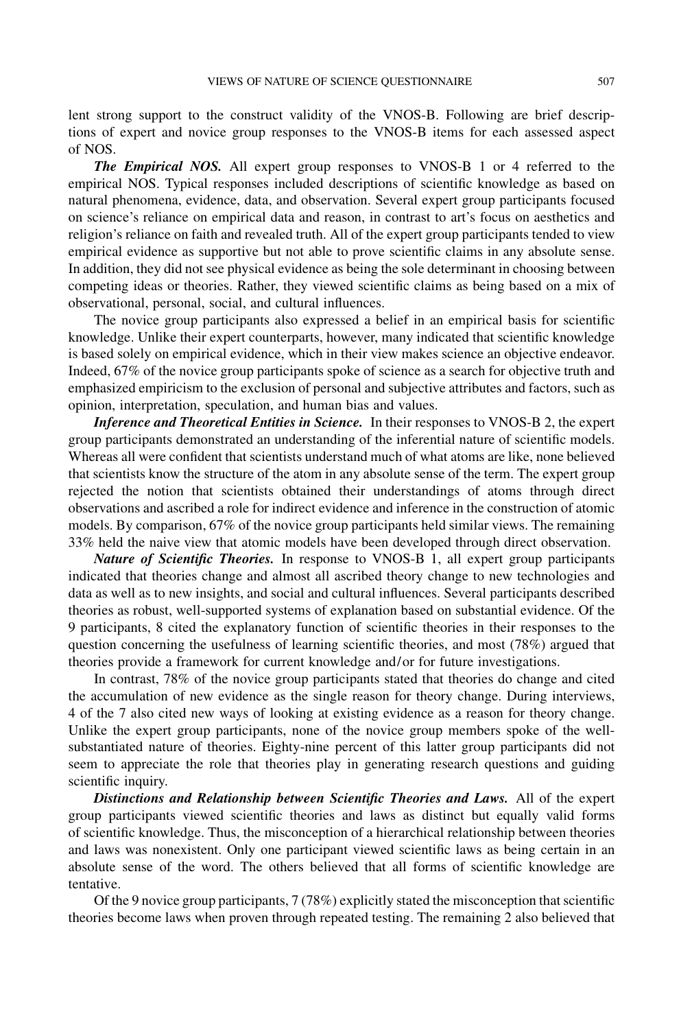lent strong support to the construct validity of the VNOS-B. Following are brief descriptions of expert and novice group responses to the VNOS-B items for each assessed aspect of NOS.

***The Empirical NOS.*** All expert group responses to VNOS-B 1 or 4 referred to the empirical NOS. Typical responses included descriptions of scientific knowledge as based on natural phenomena, evidence, data, and observation. Several expert group participants focused on science's reliance on empirical data and reason, in contrast to art's focus on aesthetics and religion's reliance on faith and revealed truth. All of the expert group participants tended to view empirical evidence as supportive but not able to prove scientific claims in any absolute sense. In addition, they did not see physical evidence as being the sole determinant in choosing between competing ideas or theories. Rather, they viewed scientific claims as being based on a mix of observational, personal, social, and cultural influences.

The novice group participants also expressed a belief in an empirical basis for scientific knowledge. Unlike their expert counterparts, however, many indicated that scientific knowledge is based solely on empirical evidence, which in their view makes science an objective endeavor. Indeed, 67% of the novice group participants spoke of science as a search for objective truth and emphasized empiricism to the exclusion of personal and subjective attributes and factors, such as opinion, interpretation, speculation, and human bias and values.

***Inference and Theoretical Entities in Science.*** In their responses to VNOS-B 2, the expert group participants demonstrated an understanding of the inferential nature of scientific models. Whereas all were confident that scientists understand much of what atoms are like, none believed that scientists know the structure of the atom in any absolute sense of the term. The expert group rejected the notion that scientists obtained their understandings of atoms through direct observations and ascribed a role for indirect evidence and inference in the construction of atomic models. By comparison, 67% of the novice group participants held similar views. The remaining 33% held the naive view that atomic models have been developed through direct observation.

***Nature of Scientific Theories.*** In response to VNOS-B 1, all expert group participants indicated that theories change and almost all ascribed theory change to new technologies and data as well as to new insights, and social and cultural influences. Several participants described theories as robust, well-supported systems of explanation based on substantial evidence. Of the 9 participants, 8 cited the explanatory function of scientific theories in their responses to the question concerning the usefulness of learning scientific theories, and most (78%) argued that theories provide a framework for current knowledge and/or for future investigations.

In contrast, 78% of the novice group participants stated that theories do change and cited the accumulation of new evidence as the single reason for theory change. During interviews, 4 of the 7 also cited new ways of looking at existing evidence as a reason for theory change. Unlike the expert group participants, none of the novice group members spoke of the well-substantiated nature of theories. Eighty-nine percent of this latter group participants did not seem to appreciate the role that theories play in generating research questions and guiding scientific inquiry.

***Distinctions and Relationship between Scientific Theories and Laws.*** All of the expert group participants viewed scientific theories and laws as distinct but equally valid forms of scientific knowledge. Thus, the misconception of a hierarchical relationship between theories and laws was nonexistent. Only one participant viewed scientific laws as being certain in an absolute sense of the word. The others believed that all forms of scientific knowledge are tentative.

Of the 9 novice group participants, 7 (78%) explicitly stated the misconception that scientific theories become laws when proven through repeated testing. The remaining 2 also believed that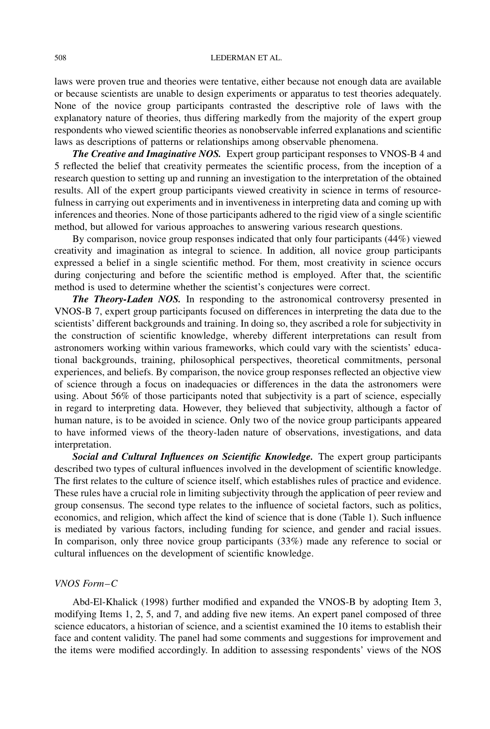laws were proven true and theories were tentative, either because not enough data are available or because scientists are unable to design experiments or apparatus to test theories adequately. None of the novice group participants contrasted the descriptive role of laws with the explanatory nature of theories, thus differing markedly from the majority of the expert group respondents who viewed scientific theories as nonobservable inferred explanations and scientific laws as descriptions of patterns or relationships among observable phenomena.

***The Creative and Imaginative NOS.*** Expert group participant responses to VNOS-B 4 and 5 reflected the belief that creativity permeates the scientific process, from the inception of a research question to setting up and running an investigation to the interpretation of the obtained results. All of the expert group participants viewed creativity in science in terms of resourcefulness in carrying out experiments and in inventiveness in interpreting data and coming up with inferences and theories. None of those participants adhered to the rigid view of a single scientific method, but allowed for various approaches to answering various research questions.

By comparison, novice group responses indicated that only four participants (44%) viewed creativity and imagination as integral to science. In addition, all novice group participants expressed a belief in a single scientific method. For them, most creativity in science occurs during conjecturing and before the scientific method is employed. After that, the scientific method is used to determine whether the scientist's conjectures were correct.

***The Theory-Laden NOS.*** In responding to the astronomical controversy presented in VNOS-B 7, expert group participants focused on differences in interpreting the data due to the scientists' different backgrounds and training. In doing so, they ascribed a role for subjectivity in the construction of scientific knowledge, whereby different interpretations can result from astronomers working within various frameworks, which could vary with the scientists' educational backgrounds, training, philosophical perspectives, theoretical commitments, personal experiences, and beliefs. By comparison, the novice group responses reflected an objective view of science through a focus on inadequacies or differences in the data the astronomers were using. About 56% of those participants noted that subjectivity is a part of science, especially in regard to interpreting data. However, they believed that subjectivity, although a factor of human nature, is to be avoided in science. Only two of the novice group participants appeared to have informed views of the theory-laden nature of observations, investigations, and data interpretation.

***Social and Cultural Influences on Scientific Knowledge.*** The expert group participants described two types of cultural influences involved in the development of scientific knowledge. The first relates to the culture of science itself, which establishes rules of practice and evidence. These rules have a crucial role in limiting subjectivity through the application of peer review and group consensus. The second type relates to the influence of societal factors, such as politics, economics, and religion, which affect the kind of science that is done (Table 1). Such influence is mediated by various factors, including funding for science, and gender and racial issues. In comparison, only three novice group participants (33%) made any reference to social or cultural influences on the development of scientific knowledge.

### *VNOS Form–C*

Abd-El-Khalick (1998) further modified and expanded the VNOS-B by adopting Item 3, modifying Items 1, 2, 5, and 7, and adding five new items. An expert panel composed of three science educators, a historian of science, and a scientist examined the 10 items to establish their face and content validity. The panel had some comments and suggestions for improvement and the items were modified accordingly. In addition to assessing respondents' views of the NOS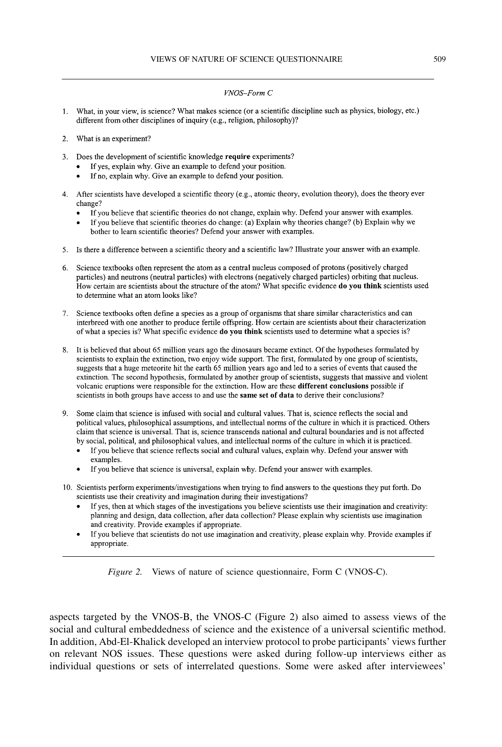*VNOS–Form C*

1. What, in your view, is science? What makes science (or a scientific discipline such as physics, biology, etc.) different from other disciplines of inquiry (e.g., religion, philosophy)?

2. What is an experiment?

3. Does the development of scientific knowledge **require** experiments?
   - If yes, explain why. Give an example to defend your position.
   - If no, explain why. Give an example to defend your position.

4. After scientists have developed a scientific theory (e.g., atomic theory, evolution theory), does the theory ever change?
   - If you believe that scientific theories do not change, explain why. Defend your answer with examples.
   - If you believe that scientific theories do change: (a) Explain why theories change? (b) Explain why we bother to learn scientific theories? Defend your answer with examples.

5. Is there a difference between a scientific theory and a scientific law? Illustrate your answer with an example.

6. Science textbooks often represent the atom as a central nucleus composed of protons (positively charged particles) and neutrons (neutral particles) with electrons (negatively charged particles) orbiting that nucleus. How certain are scientists about the structure of the atom? What specific evidence **do you think** scientists used to determine what an atom looks like?

7. Science textbooks often define a species as a group of organisms that share similar characteristics and can interbreed with one another to produce fertile offspring. How certain are scientists about their characterization of what a species is? What specific evidence **do you think** scientists used to determine what a species is?

8. It is believed that about 65 million years ago the dinosaurs became extinct. Of the hypotheses formulated by scientists to explain the extinction, two enjoy wide support. The first, formulated by one group of scientists, suggests that a huge meteorite hit the earth 65 million years ago and led to a series of events that caused the extinction. The second hypothesis, formulated by another group of scientists, suggests that massive and violent volcanic eruptions were responsible for the extinction. How are these **different conclusions** possible if scientists in both groups have access to and use the **same set of data** to derive their conclusions?

9. Some claim that science is infused with social and cultural values. That is, science reflects the social and political values, philosophical assumptions, and intellectual norms of the culture in which it is practiced. Others claim that science is universal. That is, science transcends national and cultural boundaries and is not affected by social, political, and philosophical values, and intellectual norms of the culture in which it is practiced.
   - If you believe that science reflects social and cultural values, explain why. Defend your answer with examples.
   - If you believe that science is universal, explain why. Defend your answer with examples.

10. Scientists perform experiments/investigations when trying to find answers to the questions they put forth. Do scientists use their creativity and imagination during their investigations?
    - If yes, then at which stages of the investigations you believe scientists use their imagination and creativity: planning and design, data collection, after data collection? Please explain why scientists use imagination and creativity. Provide examples if appropriate.
    - If you believe that scientists do not use imagination and creativity, please explain why. Provide examples if appropriate.

*Figure 2.* Views of nature of science questionnaire, Form C (VNOS-C).

aspects targeted by the VNOS-B, the VNOS-C (Figure 2) also aimed to assess views of the social and cultural embeddedness of science and the existence of a universal scientific method. In addition, Abd-El-Khalick developed an interview protocol to probe participants' views further on relevant NOS issues. These questions were asked during follow-up interviews either as individual questions or sets of interrelated questions. Some were asked after interviewees'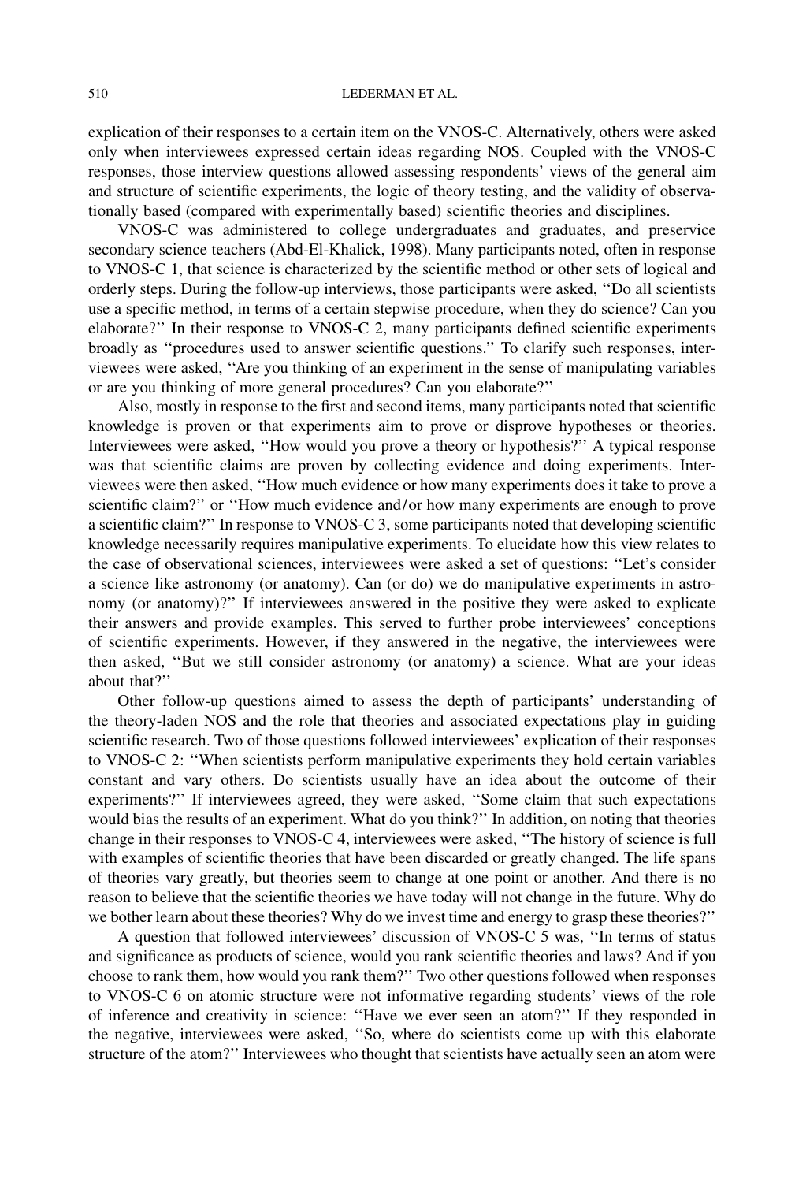explication of their responses to a certain item on the VNOS-C. Alternatively, others were asked only when interviewees expressed certain ideas regarding NOS. Coupled with the VNOS-C responses, those interview questions allowed assessing respondents' views of the general aim and structure of scientific experiments, the logic of theory testing, and the validity of observationally based (compared with experimentally based) scientific theories and disciplines.

VNOS-C was administered to college undergraduates and graduates, and preservice secondary science teachers (Abd-El-Khalick, 1998). Many participants noted, often in response to VNOS-C 1, that science is characterized by the scientific method or other sets of logical and orderly steps. During the follow-up interviews, those participants were asked, ''Do all scientists use a specific method, in terms of a certain stepwise procedure, when they do science? Can you elaborate?'' In their response to VNOS-C 2, many participants defined scientific experiments broadly as ''procedures used to answer scientific questions.'' To clarify such responses, interviewees were asked, ''Are you thinking of an experiment in the sense of manipulating variables or are you thinking of more general procedures? Can you elaborate?''

Also, mostly in response to the first and second items, many participants noted that scientific knowledge is proven or that experiments aim to prove or disprove hypotheses or theories. Interviewees were asked, ''How would you prove a theory or hypothesis?'' A typical response was that scientific claims are proven by collecting evidence and doing experiments. Interviewees were then asked, ''How much evidence or how many experiments does it take to prove a scientific claim?'' or ''How much evidence and/or how many experiments are enough to prove a scientific claim?'' In response to VNOS-C 3, some participants noted that developing scientific knowledge necessarily requires manipulative experiments. To elucidate how this view relates to the case of observational sciences, interviewees were asked a set of questions: ''Let's consider a science like astronomy (or anatomy). Can (or do) we do manipulative experiments in astronomy (or anatomy)?'' If interviewees answered in the positive they were asked to explicate their answers and provide examples. This served to further probe interviewees' conceptions of scientific experiments. However, if they answered in the negative, the interviewees were then asked, ''But we still consider astronomy (or anatomy) a science. What are your ideas about that?''

Other follow-up questions aimed to assess the depth of participants' understanding of the theory-laden NOS and the role that theories and associated expectations play in guiding scientific research. Two of those questions followed interviewees' explication of their responses to VNOS-C 2: ''When scientists perform manipulative experiments they hold certain variables constant and vary others. Do scientists usually have an idea about the outcome of their experiments?'' If interviewees agreed, they were asked, ''Some claim that such expectations would bias the results of an experiment. What do you think?'' In addition, on noting that theories change in their responses to VNOS-C 4, interviewees were asked, ''The history of science is full with examples of scientific theories that have been discarded or greatly changed. The life spans of theories vary greatly, but theories seem to change at one point or another. And there is no reason to believe that the scientific theories we have today will not change in the future. Why do we bother learn about these theories? Why do we invest time and energy to grasp these theories?''

A question that followed interviewees' discussion of VNOS-C 5 was, ''In terms of status and significance as products of science, would you rank scientific theories and laws? And if you choose to rank them, how would you rank them?'' Two other questions followed when responses to VNOS-C 6 on atomic structure were not informative regarding students' views of the role of inference and creativity in science: ''Have we ever seen an atom?'' If they responded in the negative, interviewees were asked, ''So, where do scientists come up with this elaborate structure of the atom?'' Interviewees who thought that scientists have actually seen an atom were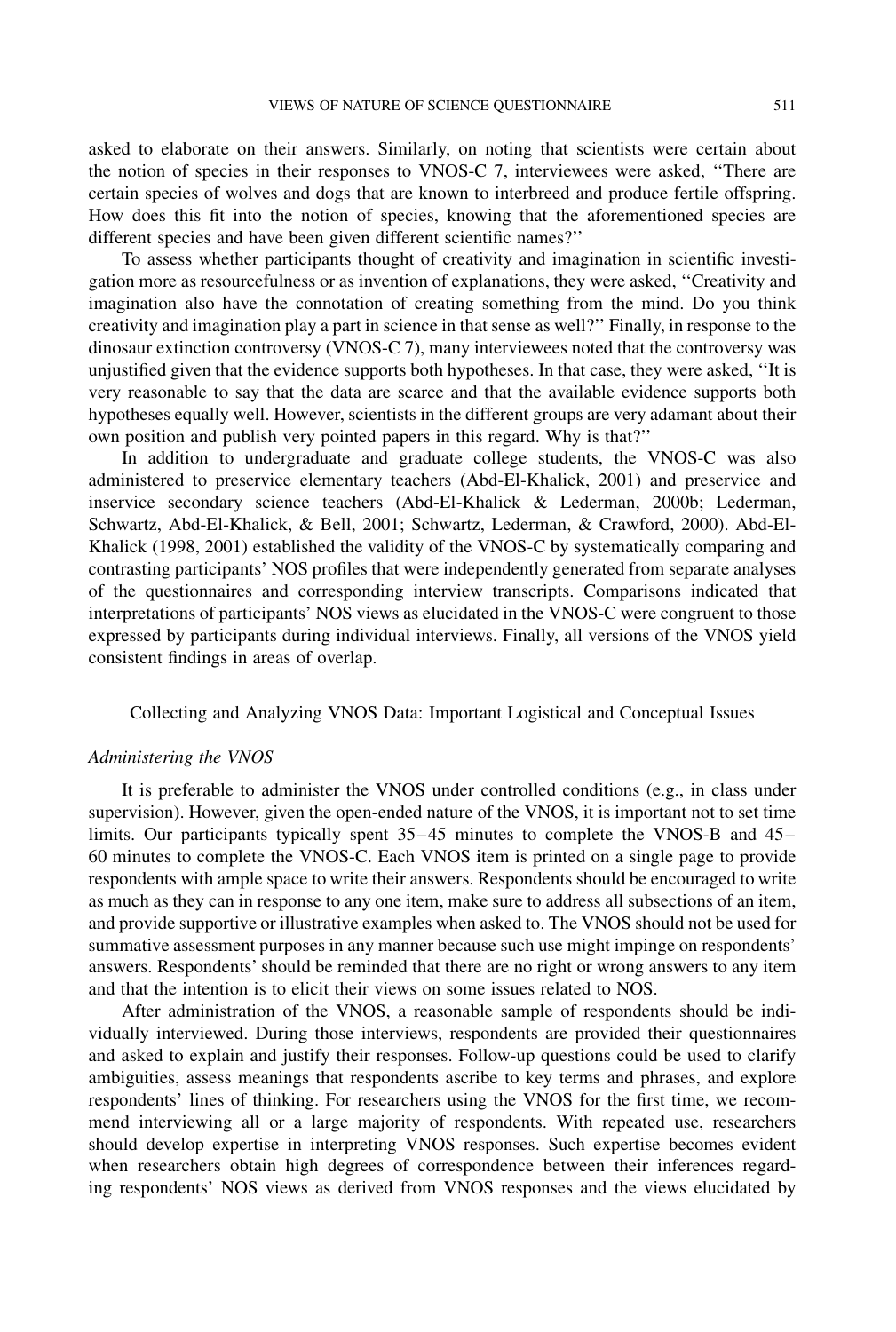asked to elaborate on their answers. Similarly, on noting that scientists were certain about the notion of species in their responses to VNOS-C 7, interviewees were asked, ''There are certain species of wolves and dogs that are known to interbreed and produce fertile offspring. How does this fit into the notion of species, knowing that the aforementioned species are different species and have been given different scientific names?''

To assess whether participants thought of creativity and imagination in scientific investigation more as resourcefulness or as invention of explanations, they were asked, ''Creativity and imagination also have the connotation of creating something from the mind. Do you think creativity and imagination play a part in science in that sense as well?'' Finally, in response to the dinosaur extinction controversy (VNOS-C 7), many interviewees noted that the controversy was unjustified given that the evidence supports both hypotheses. In that case, they were asked, ''It is very reasonable to say that the data are scarce and that the available evidence supports both hypotheses equally well. However, scientists in the different groups are very adamant about their own position and publish very pointed papers in this regard. Why is that?''

In addition to undergraduate and graduate college students, the VNOS-C was also administered to preservice elementary teachers (Abd-El-Khalick, 2001) and preservice and inservice secondary science teachers (Abd-El-Khalick & Lederman, 2000b; Lederman, Schwartz, Abd-El-Khalick, & Bell, 2001; Schwartz, Lederman, & Crawford, 2000). Abd-El-Khalick (1998, 2001) established the validity of the VNOS-C by systematically comparing and contrasting participants' NOS profiles that were independently generated from separate analyses of the questionnaires and corresponding interview transcripts. Comparisons indicated that interpretations of participants' NOS views as elucidated in the VNOS-C were congruent to those expressed by participants during individual interviews. Finally, all versions of the VNOS yield consistent findings in areas of overlap.

## Collecting and Analyzing VNOS Data: Important Logistical and Conceptual Issues

### *Administering the VNOS*

It is preferable to administer the VNOS under controlled conditions (e.g., in class under supervision). However, given the open-ended nature of the VNOS, it is important not to set time limits. Our participants typically spent 35–45 minutes to complete the VNOS-B and 45–60 minutes to complete the VNOS-C. Each VNOS item is printed on a single page to provide respondents with ample space to write their answers. Respondents should be encouraged to write as much as they can in response to any one item, make sure to address all subsections of an item, and provide supportive or illustrative examples when asked to. The VNOS should not be used for summative assessment purposes in any manner because such use might impinge on respondents' answers. Respondents' should be reminded that there are no right or wrong answers to any item and that the intention is to elicit their views on some issues related to NOS.

After administration of the VNOS, a reasonable sample of respondents should be individually interviewed. During those interviews, respondents are provided their questionnaires and asked to explain and justify their responses. Follow-up questions could be used to clarify ambiguities, assess meanings that respondents ascribe to key terms and phrases, and explore respondents' lines of thinking. For researchers using the VNOS for the first time, we recommend interviewing all or a large majority of respondents. With repeated use, researchers should develop expertise in interpreting VNOS responses. Such expertise becomes evident when researchers obtain high degrees of correspondence between their inferences regarding respondents' NOS views as derived from VNOS responses and the views elucidated by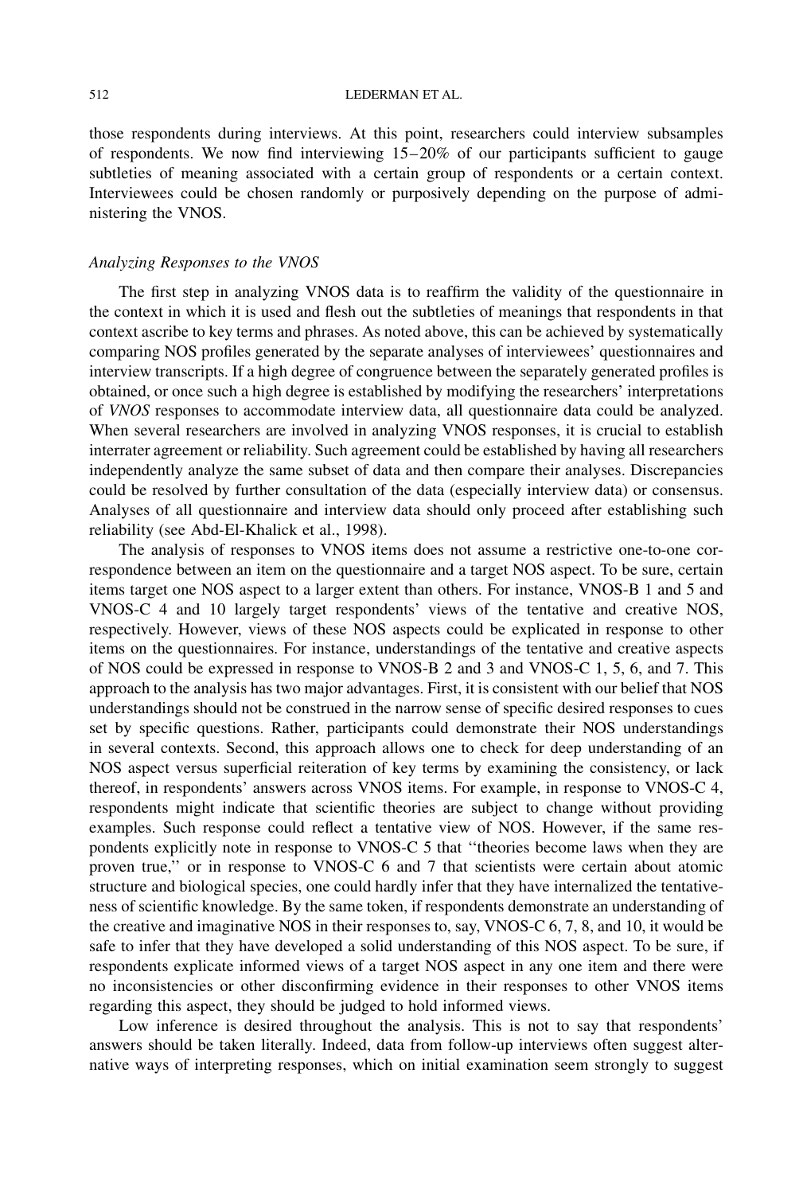those respondents during interviews. At this point, researchers could interview subsamples of respondents. We now find interviewing 15–20% of our participants sufficient to gauge subtleties of meaning associated with a certain group of respondents or a certain context. Interviewees could be chosen randomly or purposively depending on the purpose of administering the VNOS.

### *Analyzing Responses to the VNOS*

The first step in analyzing VNOS data is to reaffirm the validity of the questionnaire in the context in which it is used and flesh out the subtleties of meanings that respondents in that context ascribe to key terms and phrases. As noted above, this can be achieved by systematically comparing NOS profiles generated by the separate analyses of interviewees' questionnaires and interview transcripts. If a high degree of congruence between the separately generated profiles is obtained, or once such a high degree is established by modifying the researchers' interpretations of *VNOS* responses to accommodate interview data, all questionnaire data could be analyzed. When several researchers are involved in analyzing VNOS responses, it is crucial to establish interrater agreement or reliability. Such agreement could be established by having all researchers independently analyze the same subset of data and then compare their analyses. Discrepancies could be resolved by further consultation of the data (especially interview data) or consensus. Analyses of all questionnaire and interview data should only proceed after establishing such reliability (see Abd-El-Khalick et al., 1998).

The analysis of responses to VNOS items does not assume a restrictive one-to-one correspondence between an item on the questionnaire and a target NOS aspect. To be sure, certain items target one NOS aspect to a larger extent than others. For instance, VNOS-B 1 and 5 and VNOS-C 4 and 10 largely target respondents' views of the tentative and creative NOS, respectively. However, views of these NOS aspects could be explicated in response to other items on the questionnaires. For instance, understandings of the tentative and creative aspects of NOS could be expressed in response to VNOS-B 2 and 3 and VNOS-C 1, 5, 6, and 7. This approach to the analysis has two major advantages. First, it is consistent with our belief that NOS understandings should not be construed in the narrow sense of specific desired responses to cues set by specific questions. Rather, participants could demonstrate their NOS understandings in several contexts. Second, this approach allows one to check for deep understanding of an NOS aspect versus superficial reiteration of key terms by examining the consistency, or lack thereof, in respondents' answers across VNOS items. For example, in response to VNOS-C 4, respondents might indicate that scientific theories are subject to change without providing examples. Such response could reflect a tentative view of NOS. However, if the same respondents explicitly note in response to VNOS-C 5 that "theories become laws when they are proven true," or in response to VNOS-C 6 and 7 that scientists were certain about atomic structure and biological species, one could hardly infer that they have internalized the tentativeness of scientific knowledge. By the same token, if respondents demonstrate an understanding of the creative and imaginative NOS in their responses to, say, VNOS-C 6, 7, 8, and 10, it would be safe to infer that they have developed a solid understanding of this NOS aspect. To be sure, if respondents explicate informed views of a target NOS aspect in any one item and there were no inconsistencies or other disconfirming evidence in their responses to other VNOS items regarding this aspect, they should be judged to hold informed views.

Low inference is desired throughout the analysis. This is not to say that respondents' answers should be taken literally. Indeed, data from follow-up interviews often suggest alternative ways of interpreting responses, which on initial examination seem strongly to suggest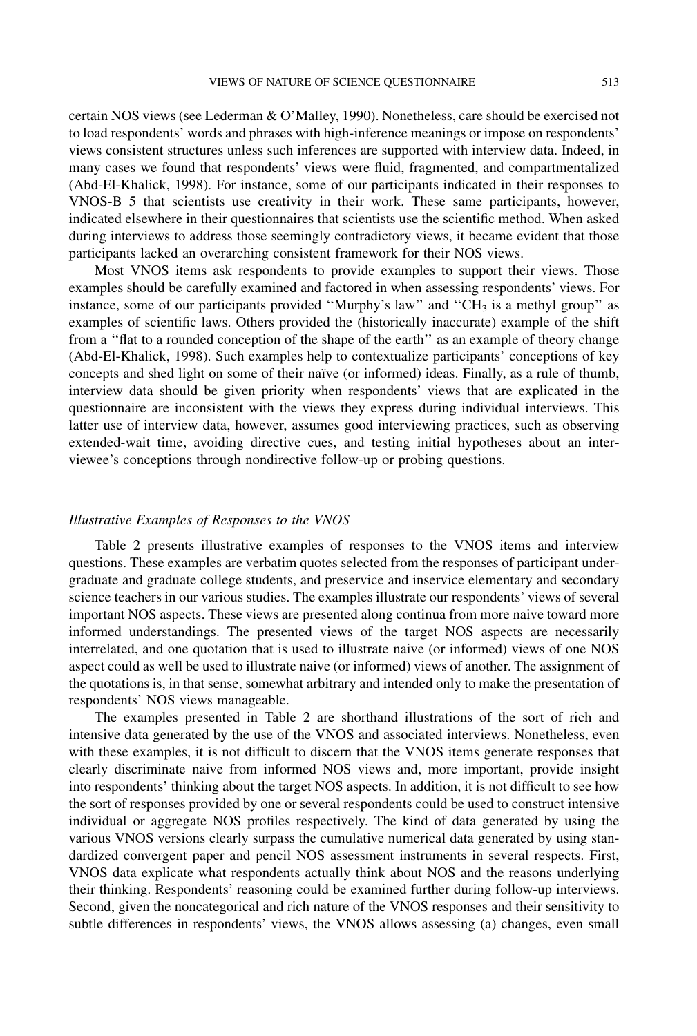certain NOS views (see Lederman & O'Malley, 1990). Nonetheless, care should be exercised not to load respondents' words and phrases with high-inference meanings or impose on respondents' views consistent structures unless such inferences are supported with interview data. Indeed, in many cases we found that respondents' views were fluid, fragmented, and compartmentalized (Abd-El-Khalick, 1998). For instance, some of our participants indicated in their responses to VNOS-B 5 that scientists use creativity in their work. These same participants, however, indicated elsewhere in their questionnaires that scientists use the scientific method. When asked during interviews to address those seemingly contradictory views, it became evident that those participants lacked an overarching consistent framework for their NOS views.

Most VNOS items ask respondents to provide examples to support their views. Those examples should be carefully examined and factored in when assessing respondents' views. For instance, some of our participants provided ''Murphy's law'' and ''$CH_3$ is a methyl group'' as examples of scientific laws. Others provided the (historically inaccurate) example of the shift from a ''flat to a rounded conception of the shape of the earth'' as an example of theory change (Abd-El-Khalick, 1998). Such examples help to contextualize participants' conceptions of key concepts and shed light on some of their naïve (or informed) ideas. Finally, as a rule of thumb, interview data should be given priority when respondents' views that are explicated in the questionnaire are inconsistent with the views they express during individual interviews. This latter use of interview data, however, assumes good interviewing practices, such as observing extended-wait time, avoiding directive cues, and testing initial hypotheses about an interviewee's conceptions through nondirective follow-up or probing questions.

### *Illustrative Examples of Responses to the VNOS*

Table 2 presents illustrative examples of responses to the VNOS items and interview questions. These examples are verbatim quotes selected from the responses of participant undergraduate and graduate college students, and preservice and inservice elementary and secondary science teachers in our various studies. The examples illustrate our respondents' views of several important NOS aspects. These views are presented along continua from more naive toward more informed understandings. The presented views of the target NOS aspects are necessarily interrelated, and one quotation that is used to illustrate naive (or informed) views of one NOS aspect could as well be used to illustrate naive (or informed) views of another. The assignment of the quotations is, in that sense, somewhat arbitrary and intended only to make the presentation of respondents' NOS views manageable.

The examples presented in Table 2 are shorthand illustrations of the sort of rich and intensive data generated by the use of the VNOS and associated interviews. Nonetheless, even with these examples, it is not difficult to discern that the VNOS items generate responses that clearly discriminate naive from informed NOS views and, more important, provide insight into respondents' thinking about the target NOS aspects. In addition, it is not difficult to see how the sort of responses provided by one or several respondents could be used to construct intensive individual or aggregate NOS profiles respectively. The kind of data generated by using the various VNOS versions clearly surpass the cumulative numerical data generated by using standardized convergent paper and pencil NOS assessment instruments in several respects. First, VNOS data explicate what respondents actually think about NOS and the reasons underlying their thinking. Respondents' reasoning could be examined further during follow-up interviews. Second, given the noncategorical and rich nature of the VNOS responses and their sensitivity to subtle differences in respondents' views, the VNOS allows assessing (a) changes, even small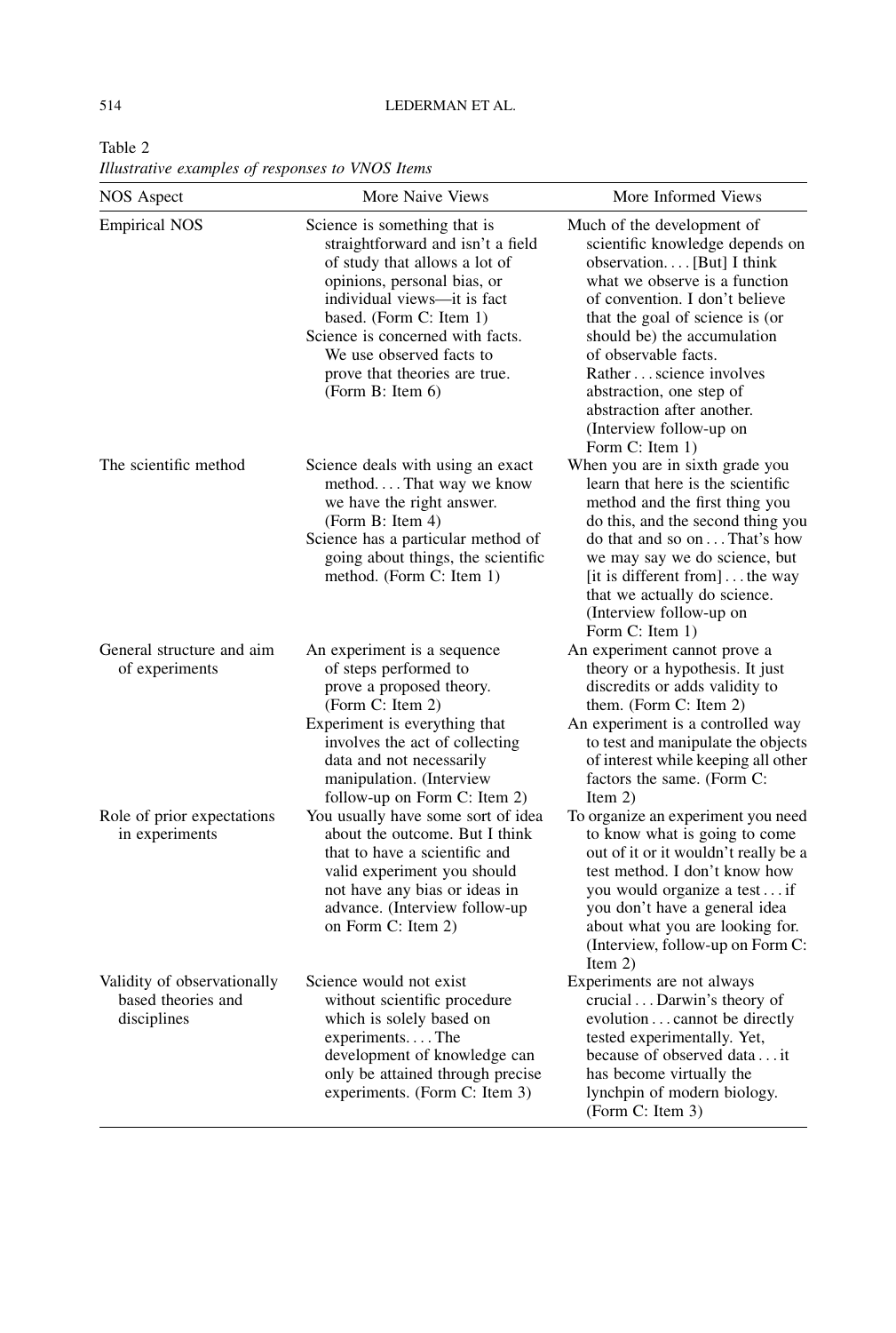Table 2
*Illustrative examples of responses to VNOS Items*

| NOS Aspect | More Naive Views | More Informed Views |
|---|---|---|
| Empirical NOS | Science is something that is straightforward and isn't a field of study that allows a lot of opinions, personal bias, or individual views—it is fact based. (Form C: Item 1)<br>Science is concerned with facts. We use observed facts to prove that theories are true. (Form B: Item 6) | Much of the development of scientific knowledge depends on observation. . . . [But] I think what we observe is a function of convention. I don't believe that the goal of science is (or should be) the accumulation of observable facts. Rather . . . science involves abstraction, one step of abstraction after another. (Interview follow-up on Form C: Item 1) |
| The scientific method | Science deals with using an exact method. . . . That way we know we have the right answer. (Form B: Item 4)<br>Science has a particular method of going about things, the scientific method. (Form C: Item 1) | When you are in sixth grade you learn that here is the scientific method and the first thing you do this, and the second thing you do that and so on . . . That's how we may say we do science, but [it is different from] . . . the way that we actually do science. (Interview follow-up on Form C: Item 1) |
| General structure and aim of experiments | An experiment is a sequence of steps performed to prove a proposed theory. (Form C: Item 2)<br>Experiment is everything that involves the act of collecting data and not necessarily manipulation. (Interview follow-up on Form C: Item 2) | An experiment cannot prove a theory or a hypothesis. It just discredits or adds validity to them. (Form C: Item 2)<br>An experiment is a controlled way to test and manipulate the objects of interest while keeping all other factors the same. (Form C: Item 2) |
| Role of prior expectations in experiments | You usually have some sort of idea about the outcome. But I think that to have a scientific and valid experiment you should not have any bias or ideas in advance. (Interview follow-up on Form C: Item 2) | To organize an experiment you need to know what is going to come out of it or it wouldn't really be a test method. I don't know how you would organize a test . . . if you don't have a general idea about what you are looking for. (Interview, follow-up on Form C: Item 2) |
| Validity of observationally based theories and disciplines | Science would not exist without scientific procedure which is solely based on experiments. . . . The development of knowledge can only be attained through precise experiments. (Form C: Item 3) | Experiments are not always crucial . . . Darwin's theory of evolution . . . cannot be directly tested experimentally. Yet, because of observed data . . . it has become virtually the lynchpin of modern biology. (Form C: Item 3) |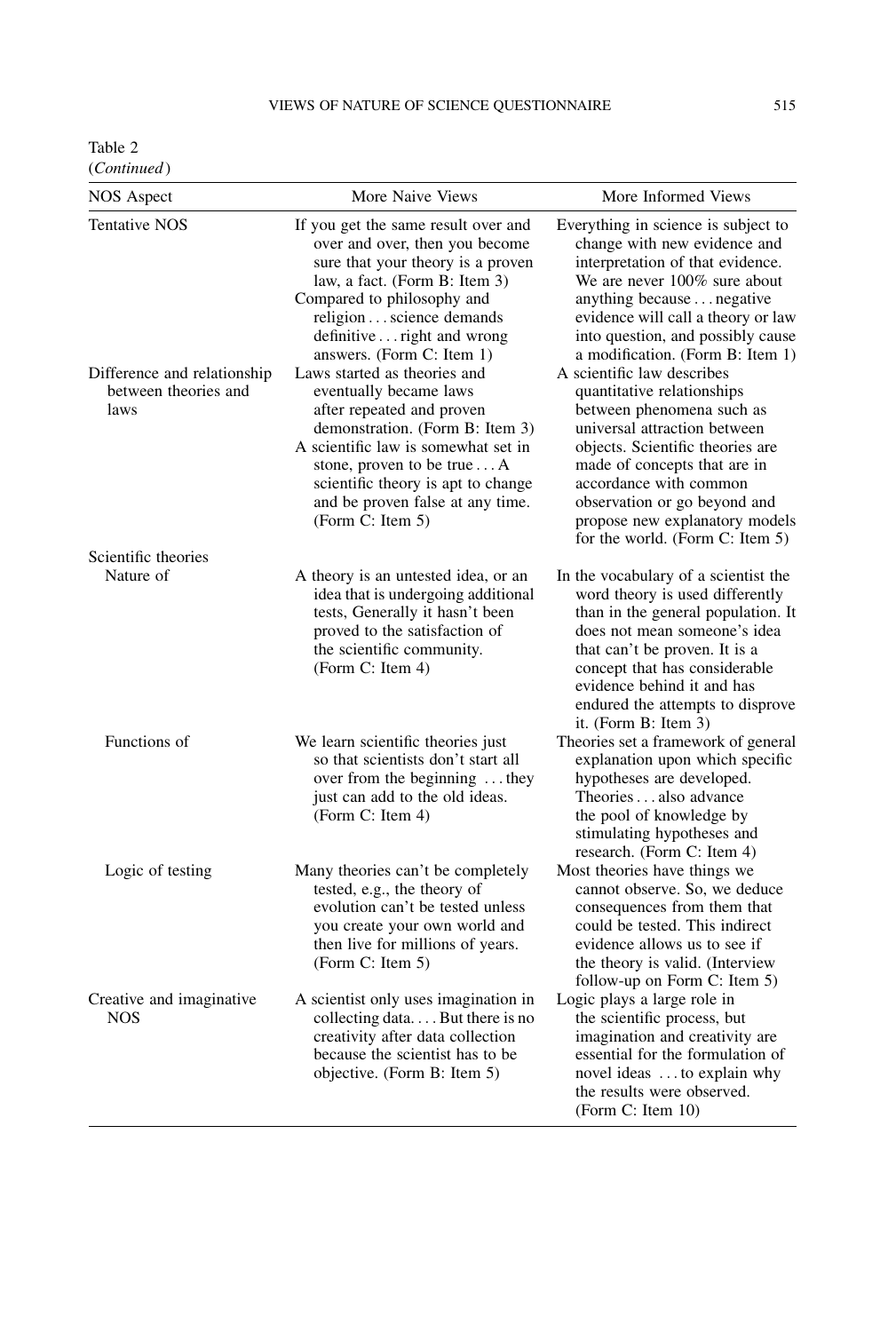Table 2
(*Continued*)

| NOS Aspect | More Naive Views | More Informed Views |
|---|---|---|
| Tentative NOS | If you get the same result over and over and over, then you become sure that your theory is a proven law, a fact. (Form B: Item 3)<br>Compared to philosophy and religion . . . science demands definitive . . . right and wrong answers. (Form C: Item 1) | Everything in science is subject to change with new evidence and interpretation of that evidence. We are never 100% sure about anything because . . . negative evidence will call a theory or law into question, and possibly cause a modification. (Form B: Item 1) |
| Difference and relationship between theories and laws | Laws started as theories and eventually became laws after repeated and proven demonstration. (Form B: Item 3)<br>A scientific law is somewhat set in stone, proven to be true . . . A scientific theory is apt to change and be proven false at any time. (Form C: Item 5) | A scientific law describes quantitative relationships between phenomena such as universal attraction between objects. Scientific theories are made of concepts that are in accordance with common observation or go beyond and propose new explanatory models for the world. (Form C: Item 5) |
| Scientific theories | | |
| Nature of | A theory is an untested idea, or an idea that is undergoing additional tests, Generally it hasn't been proved to the satisfaction of the scientific community. (Form C: Item 4) | In the vocabulary of a scientist the word theory is used differently than in the general population. It does not mean someone's idea that can't be proven. It is a concept that has considerable evidence behind it and has endured the attempts to disprove it. (Form B: Item 3) |
| Functions of | We learn scientific theories just so that scientists don't start all over from the beginning . . . they just can add to the old ideas. (Form C: Item 4) | Theories set a framework of general explanation upon which specific hypotheses are developed. Theories . . . also advance the pool of knowledge by stimulating hypotheses and research. (Form C: Item 4) |
| Logic of testing | Many theories can't be completely tested, e.g., the theory of evolution can't be tested unless you create your own world and then live for millions of years. (Form C: Item 5) | Most theories have things we cannot observe. So, we deduce consequences from them that could be tested. This indirect evidence allows us to see if the theory is valid. (Interview follow-up on Form C: Item 5) |
| Creative and imaginative NOS | A scientist only uses imagination in collecting data. . . . But there is no creativity after data collection because the scientist has to be objective. (Form B: Item 5) | Logic plays a large role in the scientific process, but imagination and creativity are essential for the formulation of novel ideas . . . to explain why the results were observed. (Form C: Item 10) |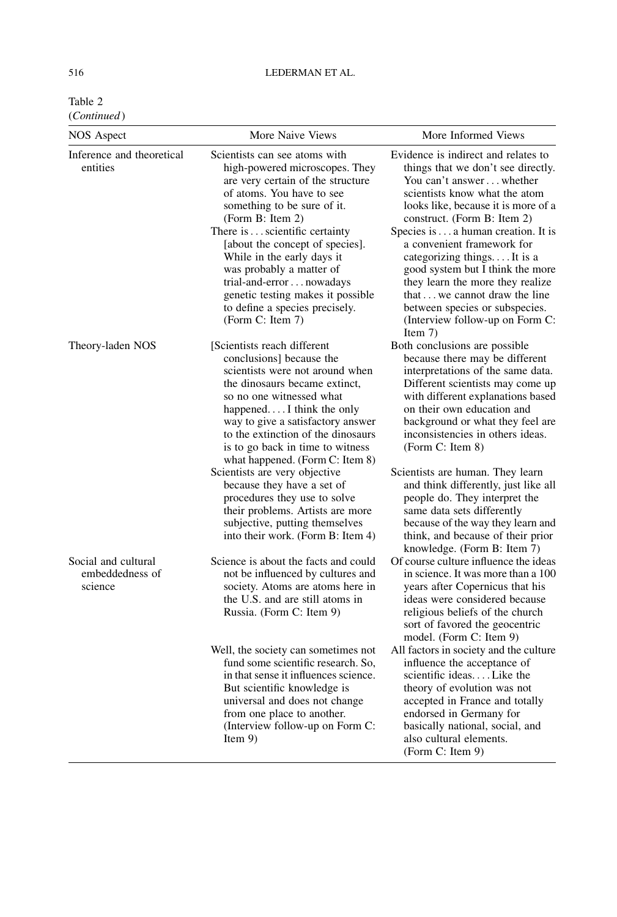Table 2
(*Continued*)

| NOS Aspect | More Naive Views | More Informed Views |
|---|---|---|
| Inference and theoretical entities | Scientists can see atoms with high-powered microscopes. They are very certain of the structure of atoms. You have to see something to be sure of it. (Form B: Item 2) | Evidence is indirect and relates to things that we don't see directly. You can't answer . . . whether scientists know what the atom looks like, because it is more of a construct. (Form B: Item 2) |
| | There is . . . scientific certainty [about the concept of species]. While in the early days it was probably a matter of trial-and-error . . . nowadays genetic testing makes it possible to define a species precisely. (Form C: Item 7) | Species is . . . a human creation. It is a convenient framework for categorizing things. . . . It is a good system but I think the more they learn the more they realize that . . . we cannot draw the line between species or subspecies. (Interview follow-up on Form C: Item 7) |
| Theory-laden NOS | [Scientists reach different conclusions] because the scientists were not around when the dinosaurs became extinct, so no one witnessed what happened. . . . I think the only way to give a satisfactory answer to the extinction of the dinosaurs is to go back in time to witness what happened. (Form C: Item 8) | Both conclusions are possible because there may be different interpretations of the same data. Different scientists may come up with different explanations based on their own education and background or what they feel are inconsistencies in others ideas. (Form C: Item 8) |
| | Scientists are very objective because they have a set of procedures they use to solve their problems. Artists are more subjective, putting themselves into their work. (Form B: Item 4) | Scientists are human. They learn and think differently, just like all people do. They interpret the same data sets differently because of the way they learn and think, and because of their prior knowledge. (Form B: Item 7) |
| Social and cultural embeddedness of science | Science is about the facts and could not be influenced by cultures and society. Atoms are atoms here in the U.S. and are still atoms in Russia. (Form C: Item 9) | Of course culture influence the ideas in science. It was more than a 100 years after Copernicus that his ideas were considered because religious beliefs of the church sort of favored the geocentric model. (Form C: Item 9) |
| | Well, the society can sometimes not fund some scientific research. So, in that sense it influences science. But scientific knowledge is universal and does not change from one place to another. (Interview follow-up on Form C: Item 9) | All factors in society and the culture influence the acceptance of scientific ideas. . . . Like the theory of evolution was not accepted in France and totally endorsed in Germany for basically national, social, and also cultural elements. (Form C: Item 9) |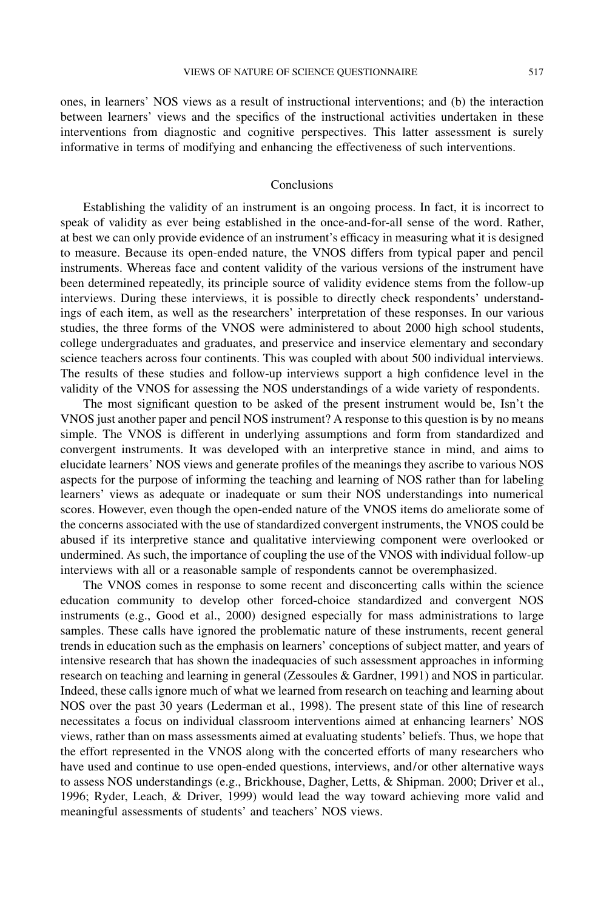ones, in learners' NOS views as a result of instructional interventions; and (b) the interaction between learners' views and the specifics of the instructional activities undertaken in these interventions from diagnostic and cognitive perspectives. This latter assessment is surely informative in terms of modifying and enhancing the effectiveness of such interventions.

## Conclusions

Establishing the validity of an instrument is an ongoing process. In fact, it is incorrect to speak of validity as ever being established in the once-and-for-all sense of the word. Rather, at best we can only provide evidence of an instrument's efficacy in measuring what it is designed to measure. Because its open-ended nature, the VNOS differs from typical paper and pencil instruments. Whereas face and content validity of the various versions of the instrument have been determined repeatedly, its principle source of validity evidence stems from the follow-up interviews. During these interviews, it is possible to directly check respondents' understandings of each item, as well as the researchers' interpretation of these responses. In our various studies, the three forms of the VNOS were administered to about 2000 high school students, college undergraduates and graduates, and preservice and inservice elementary and secondary science teachers across four continents. This was coupled with about 500 individual interviews. The results of these studies and follow-up interviews support a high confidence level in the validity of the VNOS for assessing the NOS understandings of a wide variety of respondents.

The most significant question to be asked of the present instrument would be, Isn't the VNOS just another paper and pencil NOS instrument? A response to this question is by no means simple. The VNOS is different in underlying assumptions and form from standardized and convergent instruments. It was developed with an interpretive stance in mind, and aims to elucidate learners' NOS views and generate profiles of the meanings they ascribe to various NOS aspects for the purpose of informing the teaching and learning of NOS rather than for labeling learners' views as adequate or inadequate or sum their NOS understandings into numerical scores. However, even though the open-ended nature of the VNOS items do ameliorate some of the concerns associated with the use of standardized convergent instruments, the VNOS could be abused if its interpretive stance and qualitative interviewing component were overlooked or undermined. As such, the importance of coupling the use of the VNOS with individual follow-up interviews with all or a reasonable sample of respondents cannot be overemphasized.

The VNOS comes in response to some recent and disconcerting calls within the science education community to develop other forced-choice standardized and convergent NOS instruments (e.g., Good et al., 2000) designed especially for mass administrations to large samples. These calls have ignored the problematic nature of these instruments, recent general trends in education such as the emphasis on learners' conceptions of subject matter, and years of intensive research that has shown the inadequacies of such assessment approaches in informing research on teaching and learning in general (Zessoules & Gardner, 1991) and NOS in particular. Indeed, these calls ignore much of what we learned from research on teaching and learning about NOS over the past 30 years (Lederman et al., 1998). The present state of this line of research necessitates a focus on individual classroom interventions aimed at enhancing learners' NOS views, rather than on mass assessments aimed at evaluating students' beliefs. Thus, we hope that the effort represented in the VNOS along with the concerted efforts of many researchers who have used and continue to use open-ended questions, interviews, and/or other alternative ways to assess NOS understandings (e.g., Brickhouse, Dagher, Letts, & Shipman. 2000; Driver et al., 1996; Ryder, Leach, & Driver, 1999) would lead the way toward achieving more valid and meaningful assessments of students' and teachers' NOS views.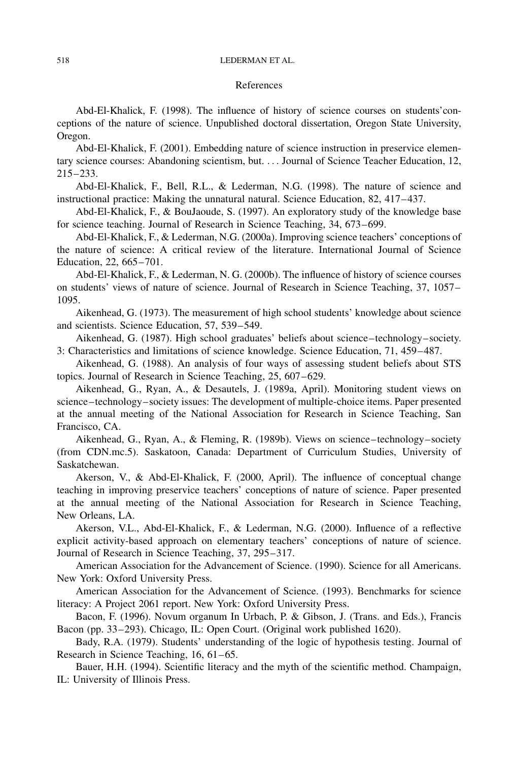## References

Abd-El-Khalick, F. (1998). The influence of history of science courses on students'conceptions of the nature of science. Unpublished doctoral dissertation, Oregon State University, Oregon.

Abd-El-Khalick, F. (2001). Embedding nature of science instruction in preservice elementary science courses: Abandoning scientism, but. . . . Journal of Science Teacher Education, 12, 215–233.

Abd-El-Khalick, F., Bell, R.L., & Lederman, N.G. (1998). The nature of science and instructional practice: Making the unnatural natural. Science Education, 82, 417–437.

Abd-El-Khalick, F., & BouJaoude, S. (1997). An exploratory study of the knowledge base for science teaching. Journal of Research in Science Teaching, 34, 673–699.

Abd-El-Khalick, F., & Lederman, N.G. (2000a). Improving science teachers' conceptions of the nature of science: A critical review of the literature. International Journal of Science Education, 22, 665–701.

Abd-El-Khalick, F., & Lederman, N. G. (2000b). The influence of history of science courses on students' views of nature of science. Journal of Research in Science Teaching, 37, 1057–1095.

Aikenhead, G. (1973). The measurement of high school students' knowledge about science and scientists. Science Education, 57, 539–549.

Aikenhead, G. (1987). High school graduates' beliefs about science–technology–society. 3: Characteristics and limitations of science knowledge. Science Education, 71, 459–487.

Aikenhead, G. (1988). An analysis of four ways of assessing student beliefs about STS topics. Journal of Research in Science Teaching, 25, 607–629.

Aikenhead, G., Ryan, A., & Desautels, J. (1989a, April). Monitoring student views on science–technology–society issues: The development of multiple-choice items. Paper presented at the annual meeting of the National Association for Research in Science Teaching, San Francisco, CA.

Aikenhead, G., Ryan, A., & Fleming, R. (1989b). Views on science–technology–society (from CDN.mc.5). Saskatoon, Canada: Department of Curriculum Studies, University of Saskatchewan.

Akerson, V., & Abd-El-Khalick, F. (2000, April). The influence of conceptual change teaching in improving preservice teachers' conceptions of nature of science. Paper presented at the annual meeting of the National Association for Research in Science Teaching, New Orleans, LA.

Akerson, V.L., Abd-El-Khalick, F., & Lederman, N.G. (2000). Influence of a reflective explicit activity-based approach on elementary teachers' conceptions of nature of science. Journal of Research in Science Teaching, 37, 295–317.

American Association for the Advancement of Science. (1990). Science for all Americans. New York: Oxford University Press.

American Association for the Advancement of Science. (1993). Benchmarks for science literacy: A Project 2061 report. New York: Oxford University Press.

Bacon, F. (1996). Novum organum In Urbach, P. & Gibson, J. (Trans. and Eds.), Francis Bacon (pp. 33–293). Chicago, IL: Open Court. (Original work published 1620).

Bady, R.A. (1979). Students' understanding of the logic of hypothesis testing. Journal of Research in Science Teaching, 16, 61–65.

Bauer, H.H. (1994). Scientific literacy and the myth of the scientific method. Champaign, IL: University of Illinois Press.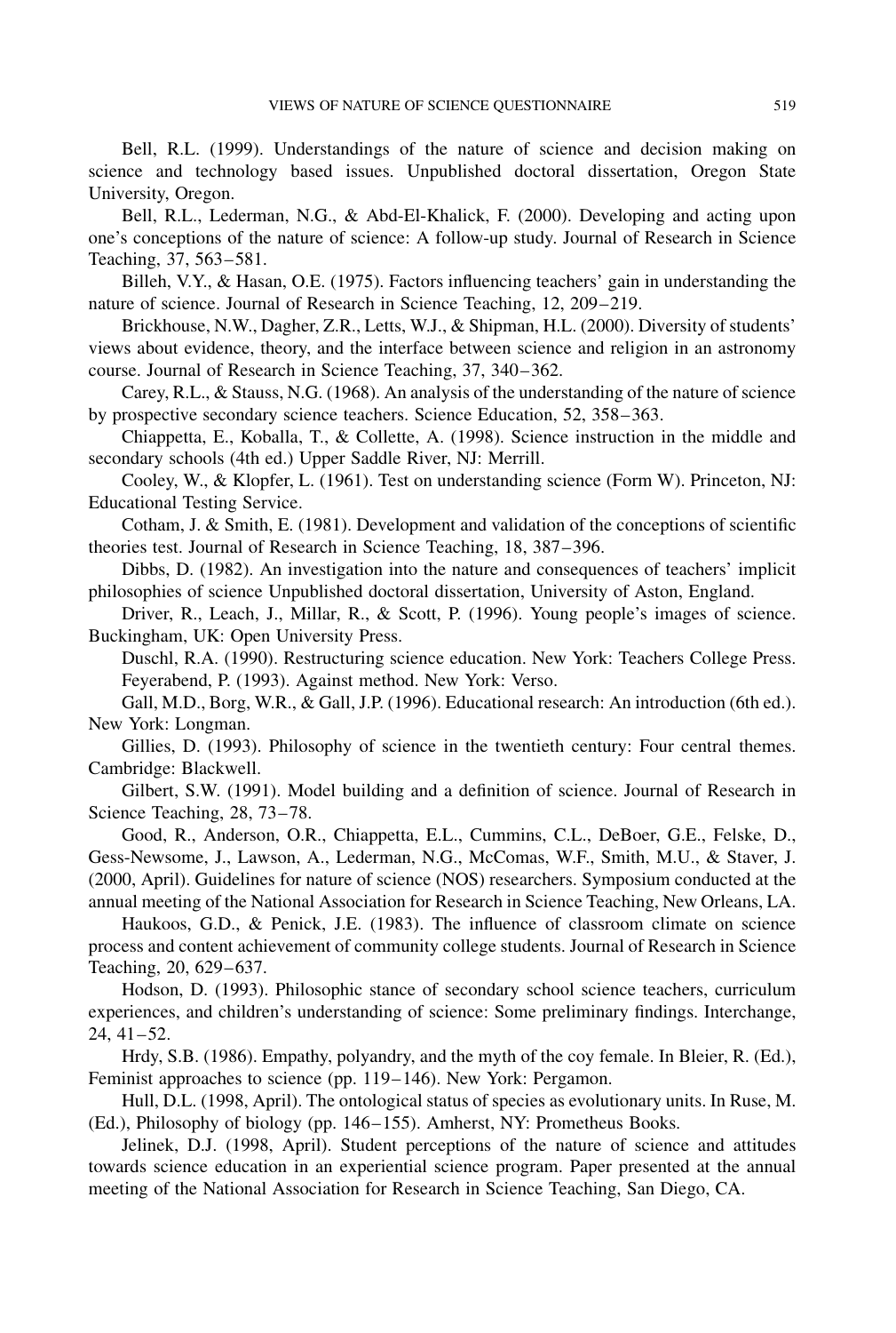Bell, R.L. (1999). Understandings of the nature of science and decision making on science and technology based issues. Unpublished doctoral dissertation, Oregon State University, Oregon.

Bell, R.L., Lederman, N.G., & Abd-El-Khalick, F. (2000). Developing and acting upon one's conceptions of the nature of science: A follow-up study. Journal of Research in Science Teaching, 37, 563–581.

Billeh, V.Y., & Hasan, O.E. (1975). Factors influencing teachers' gain in understanding the nature of science. Journal of Research in Science Teaching, 12, 209–219.

Brickhouse, N.W., Dagher, Z.R., Letts, W.J., & Shipman, H.L. (2000). Diversity of students' views about evidence, theory, and the interface between science and religion in an astronomy course. Journal of Research in Science Teaching, 37, 340–362.

Carey, R.L., & Stauss, N.G. (1968). An analysis of the understanding of the nature of science by prospective secondary science teachers. Science Education, 52, 358–363.

Chiappetta, E., Koballa, T., & Collette, A. (1998). Science instruction in the middle and secondary schools (4th ed.) Upper Saddle River, NJ: Merrill.

Cooley, W., & Klopfer, L. (1961). Test on understanding science (Form W). Princeton, NJ: Educational Testing Service.

Cotham, J. & Smith, E. (1981). Development and validation of the conceptions of scientific theories test. Journal of Research in Science Teaching, 18, 387–396.

Dibbs, D. (1982). An investigation into the nature and consequences of teachers' implicit philosophies of science Unpublished doctoral dissertation, University of Aston, England.

Driver, R., Leach, J., Millar, R., & Scott, P. (1996). Young people's images of science. Buckingham, UK: Open University Press.

Duschl, R.A. (1990). Restructuring science education. New York: Teachers College Press.

Feyerabend, P. (1993). Against method. New York: Verso.

Gall, M.D., Borg, W.R., & Gall, J.P. (1996). Educational research: An introduction (6th ed.). New York: Longman.

Gillies, D. (1993). Philosophy of science in the twentieth century: Four central themes. Cambridge: Blackwell.

Gilbert, S.W. (1991). Model building and a definition of science. Journal of Research in Science Teaching, 28, 73–78.

Good, R., Anderson, O.R., Chiappetta, E.L., Cummins, C.L., DeBoer, G.E., Felske, D., Gess-Newsome, J., Lawson, A., Lederman, N.G., McComas, W.F., Smith, M.U., & Staver, J. (2000, April). Guidelines for nature of science (NOS) researchers. Symposium conducted at the annual meeting of the National Association for Research in Science Teaching, New Orleans, LA.

Haukoos, G.D., & Penick, J.E. (1983). The influence of classroom climate on science process and content achievement of community college students. Journal of Research in Science Teaching, 20, 629–637.

Hodson, D. (1993). Philosophic stance of secondary school science teachers, curriculum experiences, and children's understanding of science: Some preliminary findings. Interchange, 24, 41–52.

Hrdy, S.B. (1986). Empathy, polyandry, and the myth of the coy female. In Bleier, R. (Ed.), Feminist approaches to science (pp. 119–146). New York: Pergamon.

Hull, D.L. (1998, April). The ontological status of species as evolutionary units. In Ruse, M. (Ed.), Philosophy of biology (pp. 146–155). Amherst, NY: Prometheus Books.

Jelinek, D.J. (1998, April). Student perceptions of the nature of science and attitudes towards science education in an experiential science program. Paper presented at the annual meeting of the National Association for Research in Science Teaching, San Diego, CA.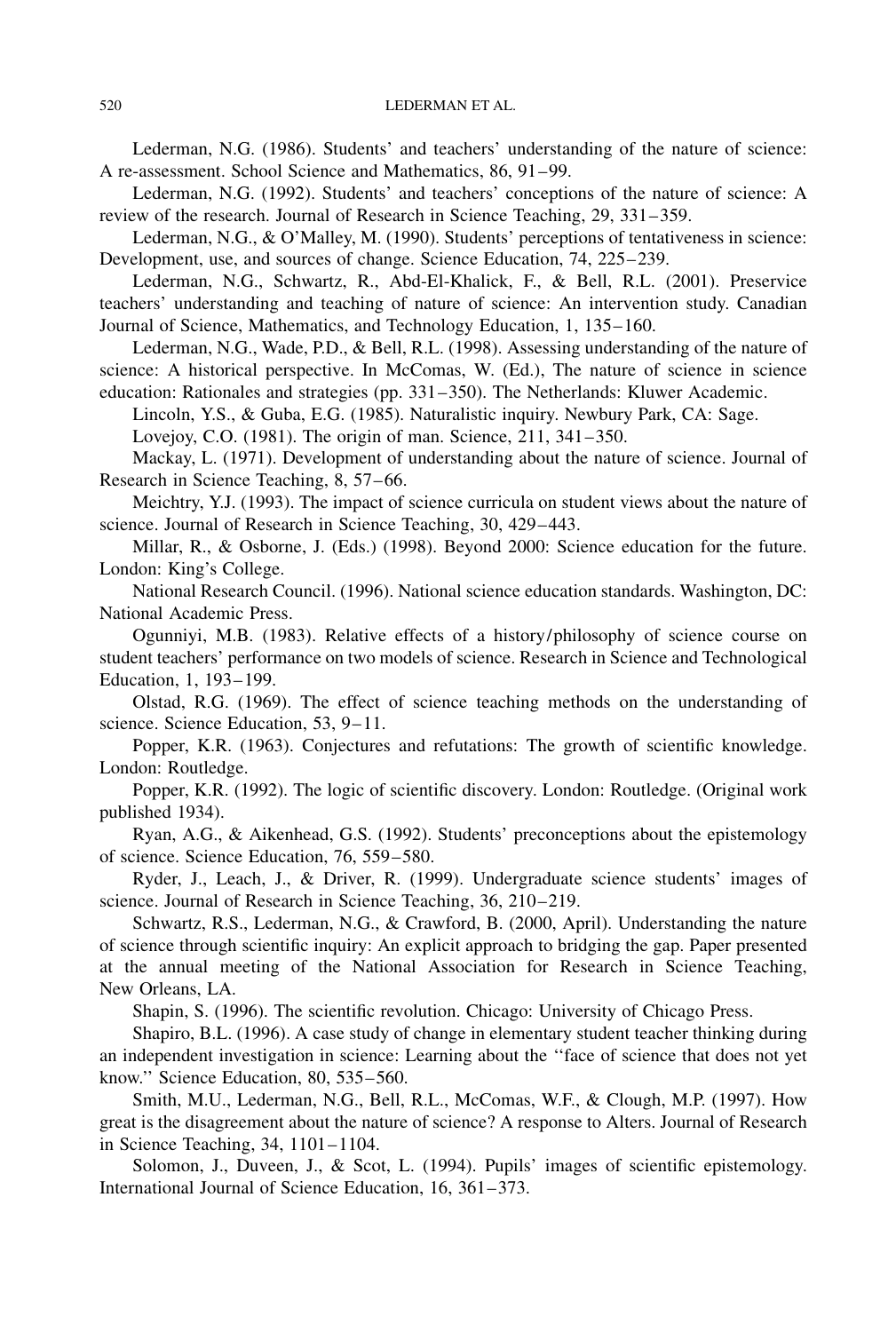Lederman, N.G. (1986). Students' and teachers' understanding of the nature of science: A re-assessment. School Science and Mathematics, 86, 91–99.

Lederman, N.G. (1992). Students' and teachers' conceptions of the nature of science: A review of the research. Journal of Research in Science Teaching, 29, 331–359.

Lederman, N.G., & O'Malley, M. (1990). Students' perceptions of tentativeness in science: Development, use, and sources of change. Science Education, 74, 225–239.

Lederman, N.G., Schwartz, R., Abd-El-Khalick, F., & Bell, R.L. (2001). Preservice teachers' understanding and teaching of nature of science: An intervention study. Canadian Journal of Science, Mathematics, and Technology Education, 1, 135–160.

Lederman, N.G., Wade, P.D., & Bell, R.L. (1998). Assessing understanding of the nature of science: A historical perspective. In McComas, W. (Ed.), The nature of science in science education: Rationales and strategies (pp. 331–350). The Netherlands: Kluwer Academic.

Lincoln, Y.S., & Guba, E.G. (1985). Naturalistic inquiry. Newbury Park, CA: Sage.

Lovejoy, C.O. (1981). The origin of man. Science, 211, 341–350.

Mackay, L. (1971). Development of understanding about the nature of science. Journal of Research in Science Teaching, 8, 57–66.

Meichtry, Y.J. (1993). The impact of science curricula on student views about the nature of science. Journal of Research in Science Teaching, 30, 429–443.

Millar, R., & Osborne, J. (Eds.) (1998). Beyond 2000: Science education for the future. London: King's College.

National Research Council. (1996). National science education standards. Washington, DC: National Academic Press.

Ogunniyi, M.B. (1983). Relative effects of a history/philosophy of science course on student teachers' performance on two models of science. Research in Science and Technological Education, 1, 193–199.

Olstad, R.G. (1969). The effect of science teaching methods on the understanding of science. Science Education, 53, 9–11.

Popper, K.R. (1963). Conjectures and refutations: The growth of scientific knowledge. London: Routledge.

Popper, K.R. (1992). The logic of scientific discovery. London: Routledge. (Original work published 1934).

Ryan, A.G., & Aikenhead, G.S. (1992). Students' preconceptions about the epistemology of science. Science Education, 76, 559–580.

Ryder, J., Leach, J., & Driver, R. (1999). Undergraduate science students' images of science. Journal of Research in Science Teaching, 36, 210–219.

Schwartz, R.S., Lederman, N.G., & Crawford, B. (2000, April). Understanding the nature of science through scientific inquiry: An explicit approach to bridging the gap. Paper presented at the annual meeting of the National Association for Research in Science Teaching, New Orleans, LA.

Shapin, S. (1996). The scientific revolution. Chicago: University of Chicago Press.

Shapiro, B.L. (1996). A case study of change in elementary student teacher thinking during an independent investigation in science: Learning about the "face of science that does not yet know." Science Education, 80, 535–560.

Smith, M.U., Lederman, N.G., Bell, R.L., McComas, W.F., & Clough, M.P. (1997). How great is the disagreement about the nature of science? A response to Alters. Journal of Research in Science Teaching, 34, 1101–1104.

Solomon, J., Duveen, J., & Scot, L. (1994). Pupils' images of scientific epistemology. International Journal of Science Education, 16, 361–373.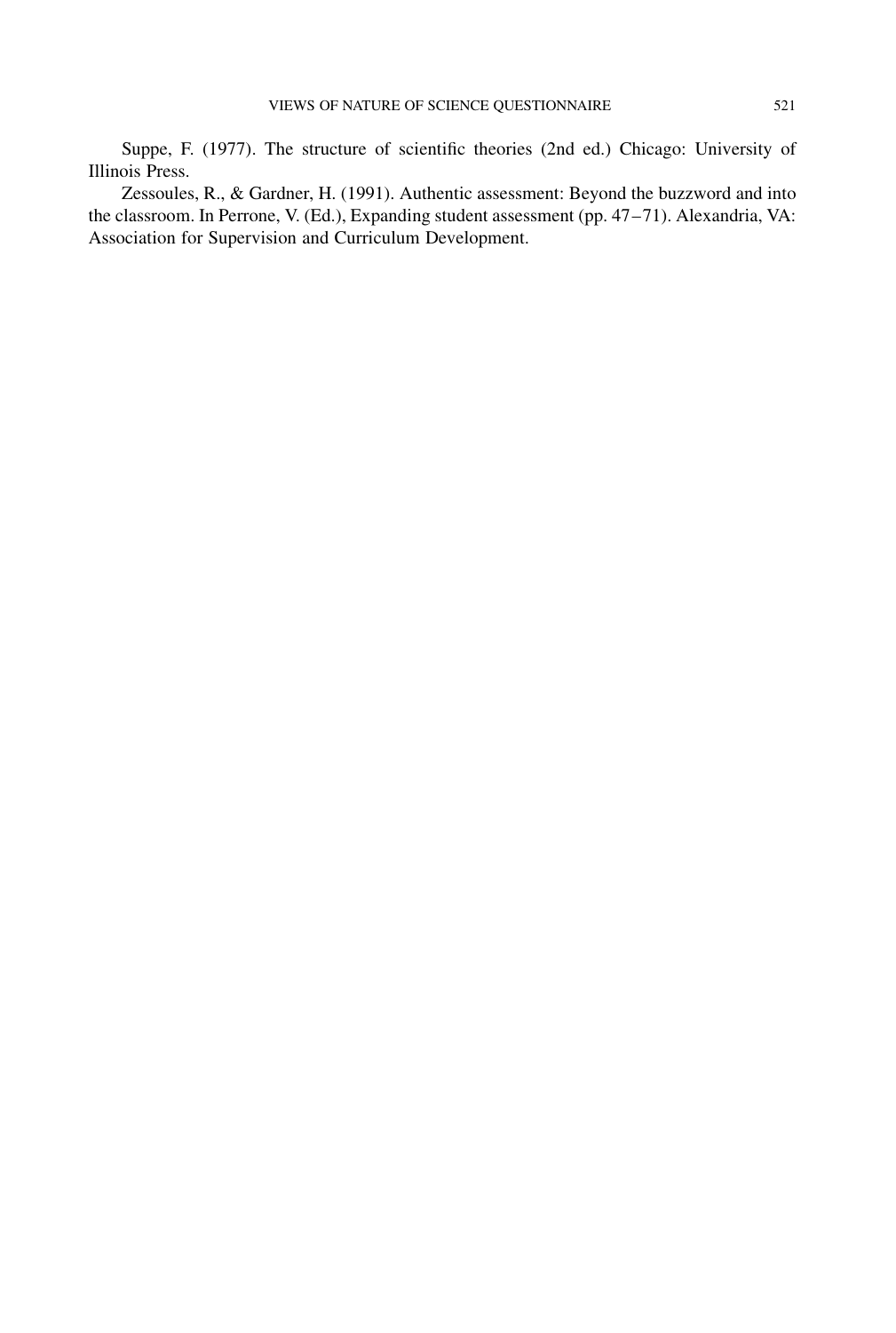Suppe, F. (1977). The structure of scientific theories (2nd ed.) Chicago: University of Illinois Press.

Zessoules, R., & Gardner, H. (1991). Authentic assessment: Beyond the buzzword and into the classroom. In Perrone, V. (Ed.), Expanding student assessment (pp. 47–71). Alexandria, VA: Association for Supervision and Curriculum Development.